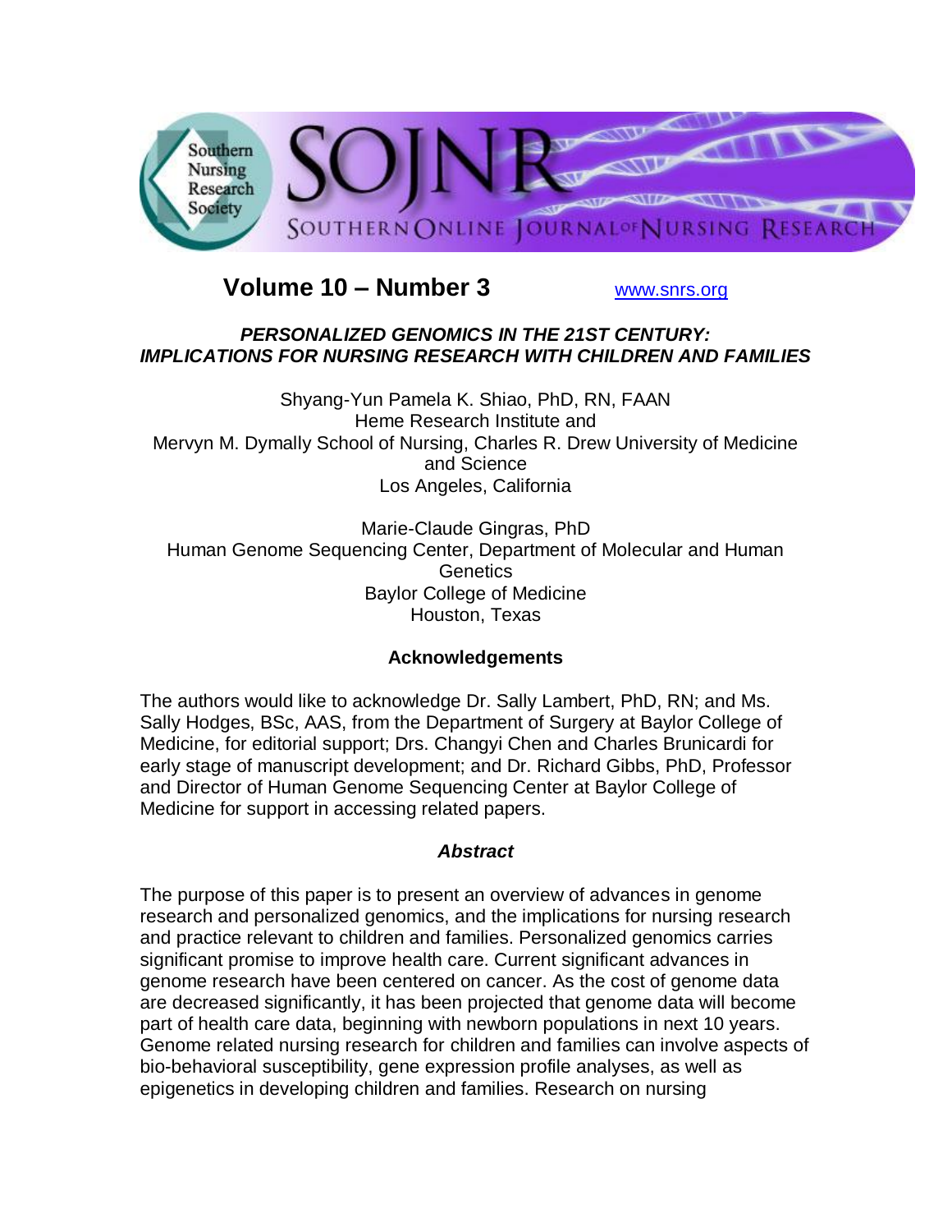# SOJNR — Southern Online Journal of Nursing Research

Southern Nursing Research Society

**Volume 10 – Number 3** www.snrs.org

## *PERSONALIZED GENOMICS IN THE 21ST CENTURY: IMPLICATIONS FOR NURSING RESEARCH WITH CHILDREN AND FAMILIES*

Shyang-Yun Pamela K. Shiao, PhD, RN, FAAN
Heme Research Institute and
Mervyn M. Dymally School of Nursing, Charles R. Drew University of Medicine and Science
Los Angeles, California

Marie-Claude Gingras, PhD
Human Genome Sequencing Center, Department of Molecular and Human Genetics
Baylor College of Medicine
Houston, Texas

### Acknowledgements

The authors would like to acknowledge Dr. Sally Lambert, PhD, RN; and Ms. Sally Hodges, BSc, AAS, from the Department of Surgery at Baylor College of Medicine, for editorial support; Drs. Changyi Chen and Charles Brunicardi for early stage of manuscript development; and Dr. Richard Gibbs, PhD, Professor and Director of Human Genome Sequencing Center at Baylor College of Medicine for support in accessing related papers.

### *Abstract*

The purpose of this paper is to present an overview of advances in genome research and personalized genomics, and the implications for nursing research and practice relevant to children and families. Personalized genomics carries significant promise to improve health care. Current significant advances in genome research have been centered on cancer. As the cost of genome data are decreased significantly, it has been projected that genome data will become part of health care data, beginning with newborn populations in next 10 years. Genome related nursing research for children and families can involve aspects of bio-behavioral susceptibility, gene expression profile analyses, as well as epigenetics in developing children and families. Research on nursing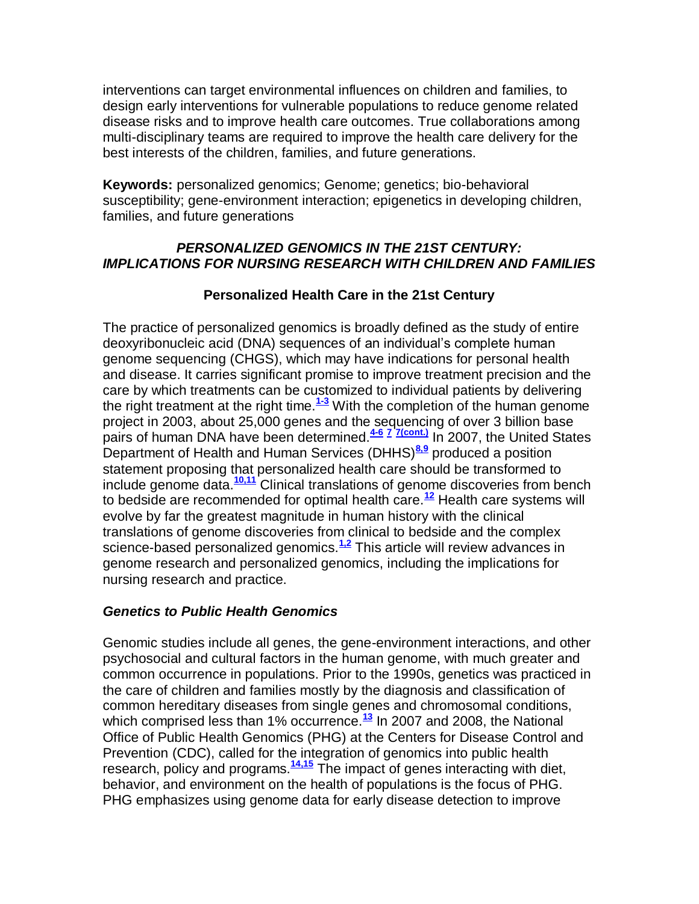interventions can target environmental influences on children and families, to design early interventions for vulnerable populations to reduce genome related disease risks and to improve health care outcomes. True collaborations among multi-disciplinary teams are required to improve the health care delivery for the best interests of the children, families, and future generations.

**Keywords:** personalized genomics; Genome; genetics; bio-behavioral susceptibility; gene-environment interaction; epigenetics in developing children, families, and future generations

## *PERSONALIZED GENOMICS IN THE 21ST CENTURY: IMPLICATIONS FOR NURSING RESEARCH WITH CHILDREN AND FAMILIES*

### Personalized Health Care in the 21st Century

The practice of personalized genomics is broadly defined as the study of entire deoxyribonucleic acid (DNA) sequences of an individual's complete human genome sequencing (CHGS), which may have indications for personal health and disease. It carries significant promise to improve treatment precision and the care by which treatments can be customized to individual patients by delivering the right treatment at the right time.[1-3] With the completion of the human genome project in 2003, about 25,000 genes and the sequencing of over 3 billion base pairs of human DNA have been determined.[4-6] [7] [7(cont.)] In 2007, the United States Department of Health and Human Services (DHHS)[8,9] produced a position statement proposing that personalized health care should be transformed to include genome data.[10,11] Clinical translations of genome discoveries from bench to bedside are recommended for optimal health care.[12] Health care systems will evolve by far the greatest magnitude in human history with the clinical translations of genome discoveries from clinical to bedside and the complex science-based personalized genomics.[1,2] This article will review advances in genome research and personalized genomics, including the implications for nursing research and practice.

### *Genetics to Public Health Genomics*

Genomic studies include all genes, the gene-environment interactions, and other psychosocial and cultural factors in the human genome, with much greater and common occurrence in populations. Prior to the 1990s, genetics was practiced in the care of children and families mostly by the diagnosis and classification of common hereditary diseases from single genes and chromosomal conditions, which comprised less than 1% occurrence.[13] In 2007 and 2008, the National Office of Public Health Genomics (PHG) at the Centers for Disease Control and Prevention (CDC), called for the integration of genomics into public health research, policy and programs.[14,15] The impact of genes interacting with diet, behavior, and environment on the health of populations is the focus of PHG. PHG emphasizes using genome data for early disease detection to improve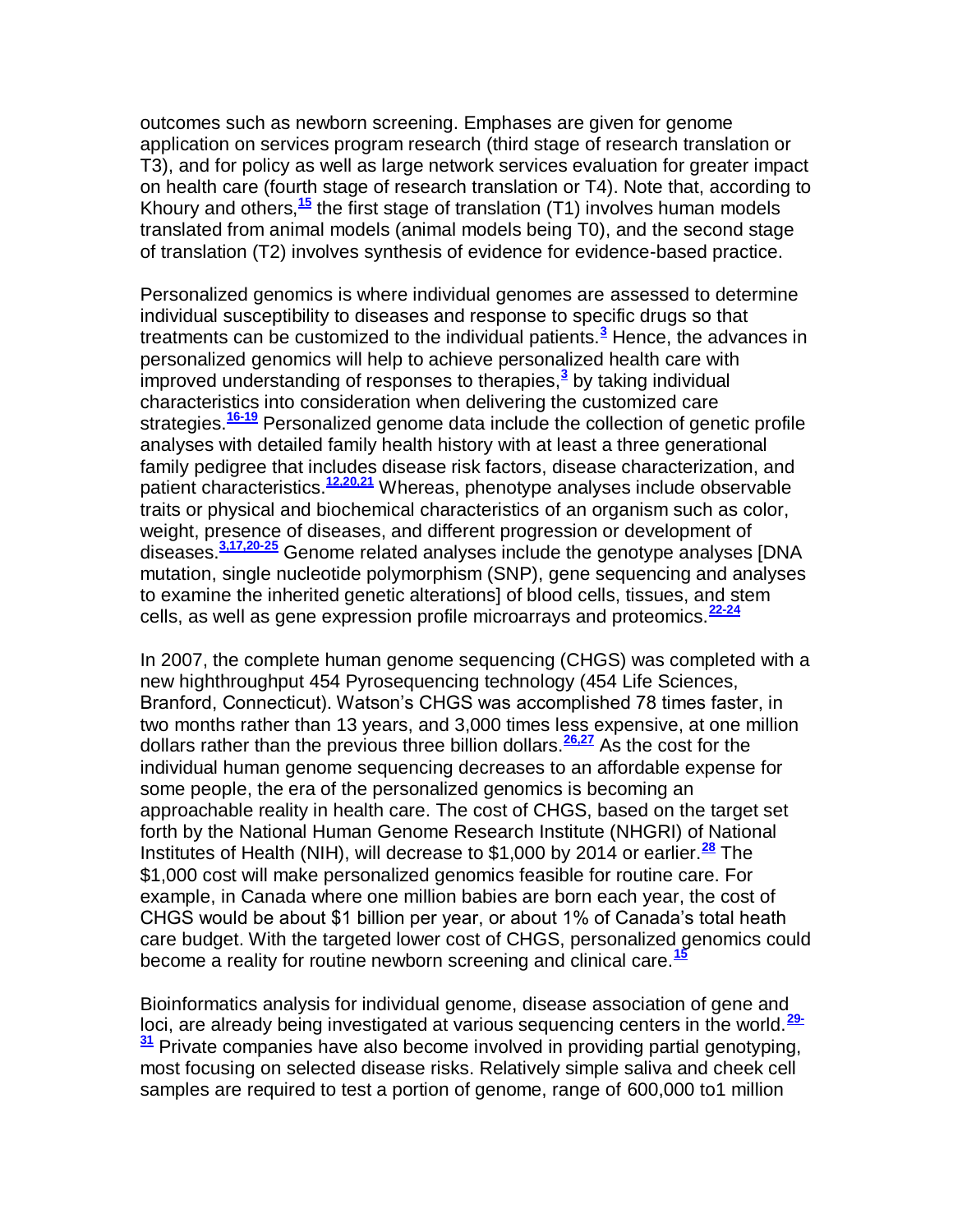outcomes such as newborn screening. Emphases are given for genome application on services program research (third stage of research translation or T3), and for policy as well as large network services evaluation for greater impact on health care (fourth stage of research translation or T4). Note that, according to Khoury and others,[15] the first stage of translation (T1) involves human models translated from animal models (animal models being T0), and the second stage of translation (T2) involves synthesis of evidence for evidence-based practice.

Personalized genomics is where individual genomes are assessed to determine individual susceptibility to diseases and response to specific drugs so that treatments can be customized to the individual patients.[3] Hence, the advances in personalized genomics will help to achieve personalized health care with improved understanding of responses to therapies,[3] by taking individual characteristics into consideration when delivering the customized care strategies.[16-19] Personalized genome data include the collection of genetic profile analyses with detailed family health history with at least a three generational family pedigree that includes disease risk factors, disease characterization, and patient characteristics.[12,20,21] Whereas, phenotype analyses include observable traits or physical and biochemical characteristics of an organism such as color, weight, presence of diseases, and different progression or development of diseases.[3,17,20-25] Genome related analyses include the genotype analyses [DNA mutation, single nucleotide polymorphism (SNP), gene sequencing and analyses to examine the inherited genetic alterations] of blood cells, tissues, and stem cells, as well as gene expression profile microarrays and proteomics.[22-24]

In 2007, the complete human genome sequencing (CHGS) was completed with a new highthroughput 454 Pyrosequencing technology (454 Life Sciences, Branford, Connecticut). Watson's CHGS was accomplished 78 times faster, in two months rather than 13 years, and 3,000 times less expensive, at one million dollars rather than the previous three billion dollars.[26,27] As the cost for the individual human genome sequencing decreases to an affordable expense for some people, the era of the personalized genomics is becoming an approachable reality in health care. The cost of CHGS, based on the target set forth by the National Human Genome Research Institute (NHGRI) of National Institutes of Health (NIH), will decrease to $1,000 by 2014 or earlier.[28] The $1,000 cost will make personalized genomics feasible for routine care. For example, in Canada where one million babies are born each year, the cost of CHGS would be about $1 billion per year, or about 1% of Canada's total heath care budget. With the targeted lower cost of CHGS, personalized genomics could become a reality for routine newborn screening and clinical care.[15]

Bioinformatics analysis for individual genome, disease association of gene and loci, are already being investigated at various sequencing centers in the world.[29-31] Private companies have also become involved in providing partial genotyping, most focusing on selected disease risks. Relatively simple saliva and cheek cell samples are required to test a portion of genome, range of 600,000 to1 million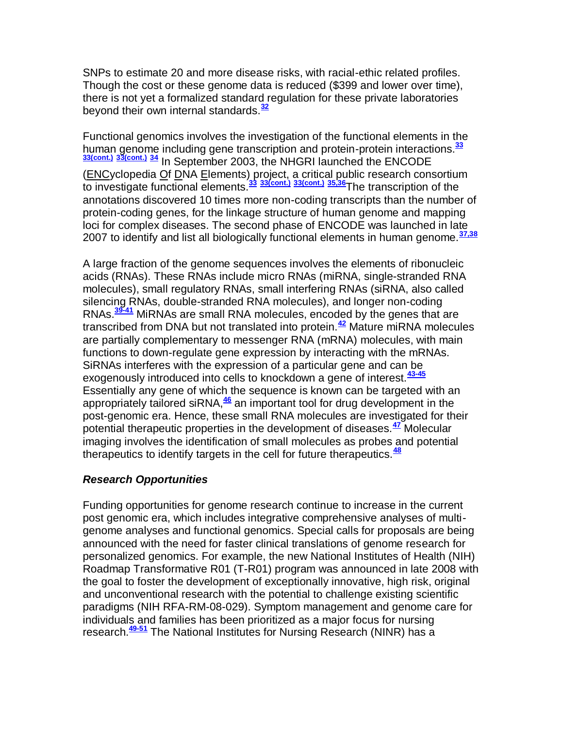SNPs to estimate 20 and more disease risks, with racial-ethic related profiles. Though the cost or these genome data is reduced ($399 and lower over time), there is not yet a formalized standard regulation for these private laboratories beyond their own internal standards.[32]

Functional genomics involves the investigation of the functional elements in the human genome including gene transcription and protein-protein interactions.[33] [33(cont.)] [33(cont.)] [34] In September 2003, the NHGRI launched the ENCODE (ENCyclopedia Of DNA Elements) project, a critical public research consortium to investigate functional elements.[33] [33(cont.)] [33(cont.)] [35,36] The transcription of the annotations discovered 10 times more non-coding transcripts than the number of protein-coding genes, for the linkage structure of human genome and mapping loci for complex diseases. The second phase of ENCODE was launched in late 2007 to identify and list all biologically functional elements in human genome.[37,38]

A large fraction of the genome sequences involves the elements of ribonucleic acids (RNAs). These RNAs include micro RNAs (miRNA, single-stranded RNA molecules), small regulatory RNAs, small interfering RNAs (siRNA, also called silencing RNAs, double-stranded RNA molecules), and longer non-coding RNAs.[39-41] MiRNAs are small RNA molecules, encoded by the genes that are transcribed from DNA but not translated into protein.[42] Mature miRNA molecules are partially complementary to messenger RNA (mRNA) molecules, with main functions to down-regulate gene expression by interacting with the mRNAs. SiRNAs interferes with the expression of a particular gene and can be exogenously introduced into cells to knockdown a gene of interest.[43-45] Essentially any gene of which the sequence is known can be targeted with an appropriately tailored siRNA,[46] an important tool for drug development in the post-genomic era. Hence, these small RNA molecules are investigated for their potential therapeutic properties in the development of diseases.[47] Molecular imaging involves the identification of small molecules as probes and potential therapeutics to identify targets in the cell for future therapeutics.[48]

### *Research Opportunities*

Funding opportunities for genome research continue to increase in the current post genomic era, which includes integrative comprehensive analyses of multi-genome analyses and functional genomics. Special calls for proposals are being announced with the need for faster clinical translations of genome research for personalized genomics. For example, the new National Institutes of Health (NIH) Roadmap Transformative R01 (T-R01) program was announced in late 2008 with the goal to foster the development of exceptionally innovative, high risk, original and unconventional research with the potential to challenge existing scientific paradigms (NIH RFA-RM-08-029). Symptom management and genome care for individuals and families has been prioritized as a major focus for nursing research.[49-51] The National Institutes for Nursing Research (NINR) has a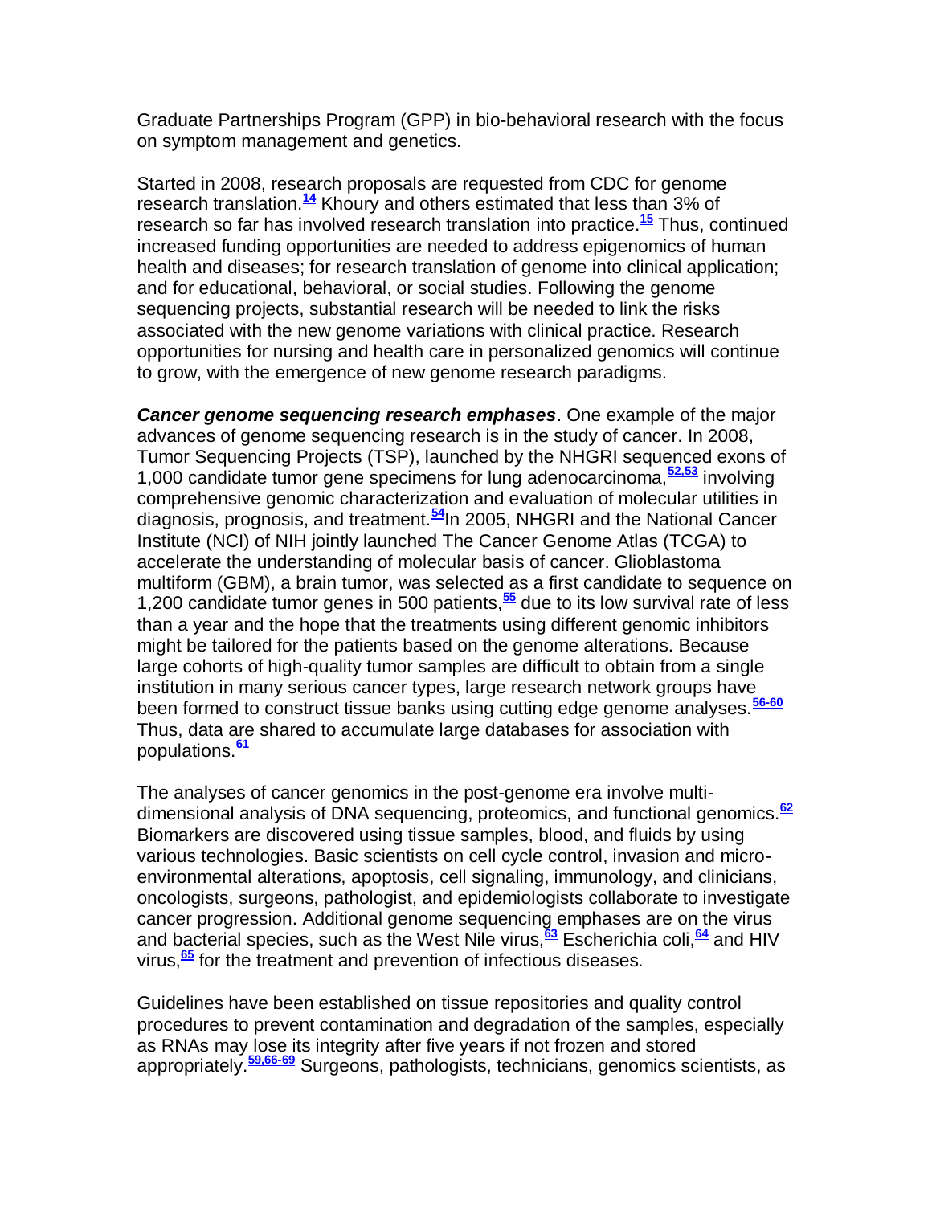Graduate Partnerships Program (GPP) in bio-behavioral research with the focus on symptom management and genetics.

Started in 2008, research proposals are requested from CDC for genome research translation.[14] Khoury and others estimated that less than 3% of research so far has involved research translation into practice.[15] Thus, continued increased funding opportunities are needed to address epigenomics of human health and diseases; for research translation of genome into clinical application; and for educational, behavioral, or social studies. Following the genome sequencing projects, substantial research will be needed to link the risks associated with the new genome variations with clinical practice. Research opportunities for nursing and health care in personalized genomics will continue to grow, with the emergence of new genome research paradigms.

***Cancer genome sequencing research emphases***. One example of the major advances of genome sequencing research is in the study of cancer. In 2008, Tumor Sequencing Projects (TSP), launched by the NHGRI sequenced exons of 1,000 candidate tumor gene specimens for lung adenocarcinoma,[52,53] involving comprehensive genomic characterization and evaluation of molecular utilities in diagnosis, prognosis, and treatment.[54]In 2005, NHGRI and the National Cancer Institute (NCI) of NIH jointly launched The Cancer Genome Atlas (TCGA) to accelerate the understanding of molecular basis of cancer. Glioblastoma multiform (GBM), a brain tumor, was selected as a first candidate to sequence on 1,200 candidate tumor genes in 500 patients,[55] due to its low survival rate of less than a year and the hope that the treatments using different genomic inhibitors might be tailored for the patients based on the genome alterations. Because large cohorts of high-quality tumor samples are difficult to obtain from a single institution in many serious cancer types, large research network groups have been formed to construct tissue banks using cutting edge genome analyses.[56-60] Thus, data are shared to accumulate large databases for association with populations.[61]

The analyses of cancer genomics in the post-genome era involve multi-dimensional analysis of DNA sequencing, proteomics, and functional genomics.[62] Biomarkers are discovered using tissue samples, blood, and fluids by using various technologies. Basic scientists on cell cycle control, invasion and micro-environmental alterations, apoptosis, cell signaling, immunology, and clinicians, oncologists, surgeons, pathologist, and epidemiologists collaborate to investigate cancer progression. Additional genome sequencing emphases are on the virus and bacterial species, such as the West Nile virus,[63] Escherichia coli,[64] and HIV virus,[65] for the treatment and prevention of infectious diseases.

Guidelines have been established on tissue repositories and quality control procedures to prevent contamination and degradation of the samples, especially as RNAs may lose its integrity after five years if not frozen and stored appropriately.[59,66-69] Surgeons, pathologists, technicians, genomics scientists, as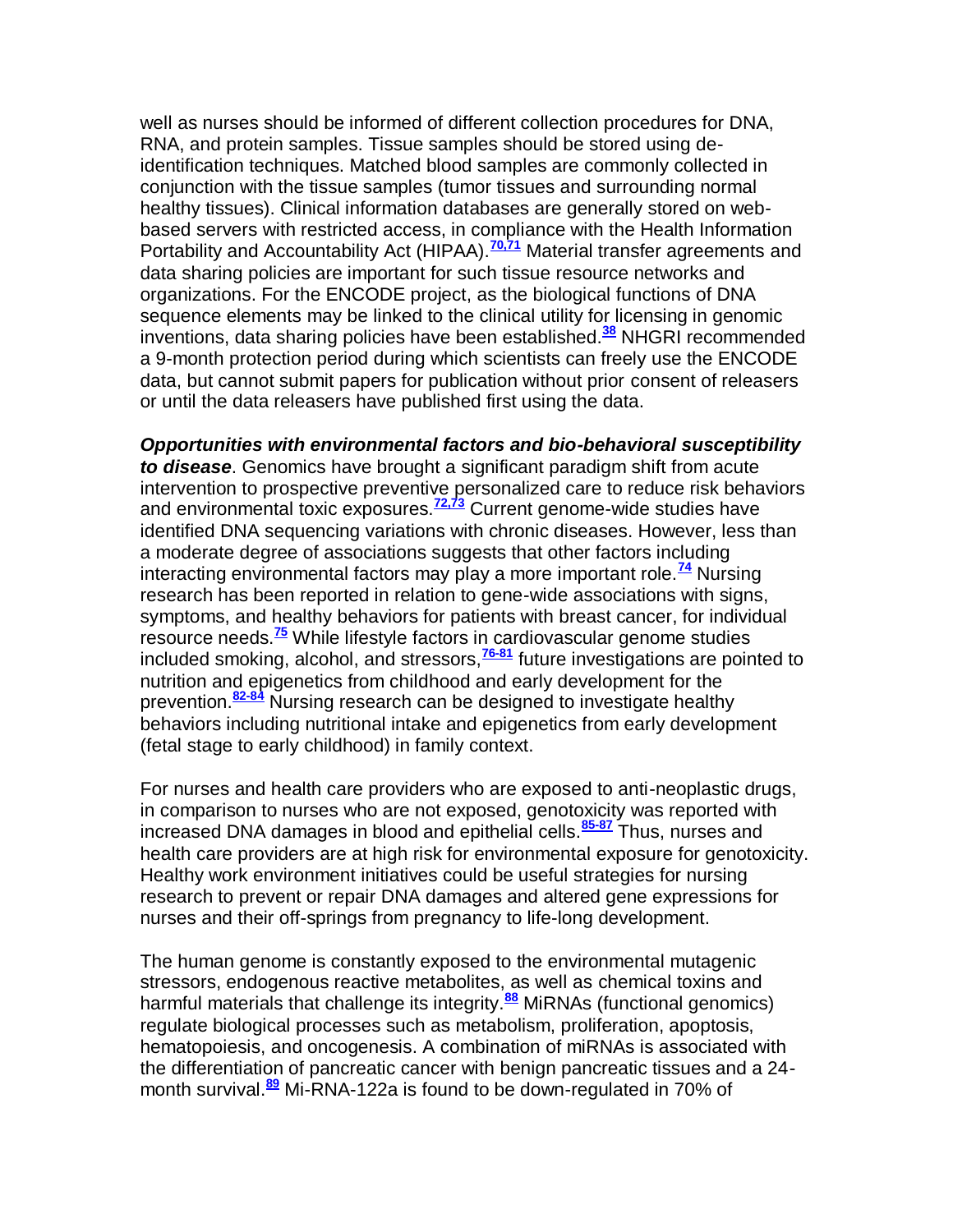well as nurses should be informed of different collection procedures for DNA, RNA, and protein samples. Tissue samples should be stored using de-identification techniques. Matched blood samples are commonly collected in conjunction with the tissue samples (tumor tissues and surrounding normal healthy tissues). Clinical information databases are generally stored on web-based servers with restricted access, in compliance with the Health Information Portability and Accountability Act (HIPAA).[70,71] Material transfer agreements and data sharing policies are important for such tissue resource networks and organizations. For the ENCODE project, as the biological functions of DNA sequence elements may be linked to the clinical utility for licensing in genomic inventions, data sharing policies have been established.[38] NHGRI recommended a 9-month protection period during which scientists can freely use the ENCODE data, but cannot submit papers for publication without prior consent of releasers or until the data releasers have published first using the data.

***Opportunities with environmental factors and bio-behavioral susceptibility to disease***. Genomics have brought a significant paradigm shift from acute intervention to prospective preventive personalized care to reduce risk behaviors and environmental toxic exposures.[72,73] Current genome-wide studies have identified DNA sequencing variations with chronic diseases. However, less than a moderate degree of associations suggests that other factors including interacting environmental factors may play a more important role.[74] Nursing research has been reported in relation to gene-wide associations with signs, symptoms, and healthy behaviors for patients with breast cancer, for individual resource needs.[75] While lifestyle factors in cardiovascular genome studies included smoking, alcohol, and stressors,[76-81] future investigations are pointed to nutrition and epigenetics from childhood and early development for the prevention.[82-84] Nursing research can be designed to investigate healthy behaviors including nutritional intake and epigenetics from early development (fetal stage to early childhood) in family context.

For nurses and health care providers who are exposed to anti-neoplastic drugs, in comparison to nurses who are not exposed, genotoxicity was reported with increased DNA damages in blood and epithelial cells.[85-87] Thus, nurses and health care providers are at high risk for environmental exposure for genotoxicity. Healthy work environment initiatives could be useful strategies for nursing research to prevent or repair DNA damages and altered gene expressions for nurses and their off-springs from pregnancy to life-long development.

The human genome is constantly exposed to the environmental mutagenic stressors, endogenous reactive metabolites, as well as chemical toxins and harmful materials that challenge its integrity.[88] MiRNAs (functional genomics) regulate biological processes such as metabolism, proliferation, apoptosis, hematopoiesis, and oncogenesis. A combination of miRNAs is associated with the differentiation of pancreatic cancer with benign pancreatic tissues and a 24-month survival.[89] Mi-RNA-122a is found to be down-regulated in 70% of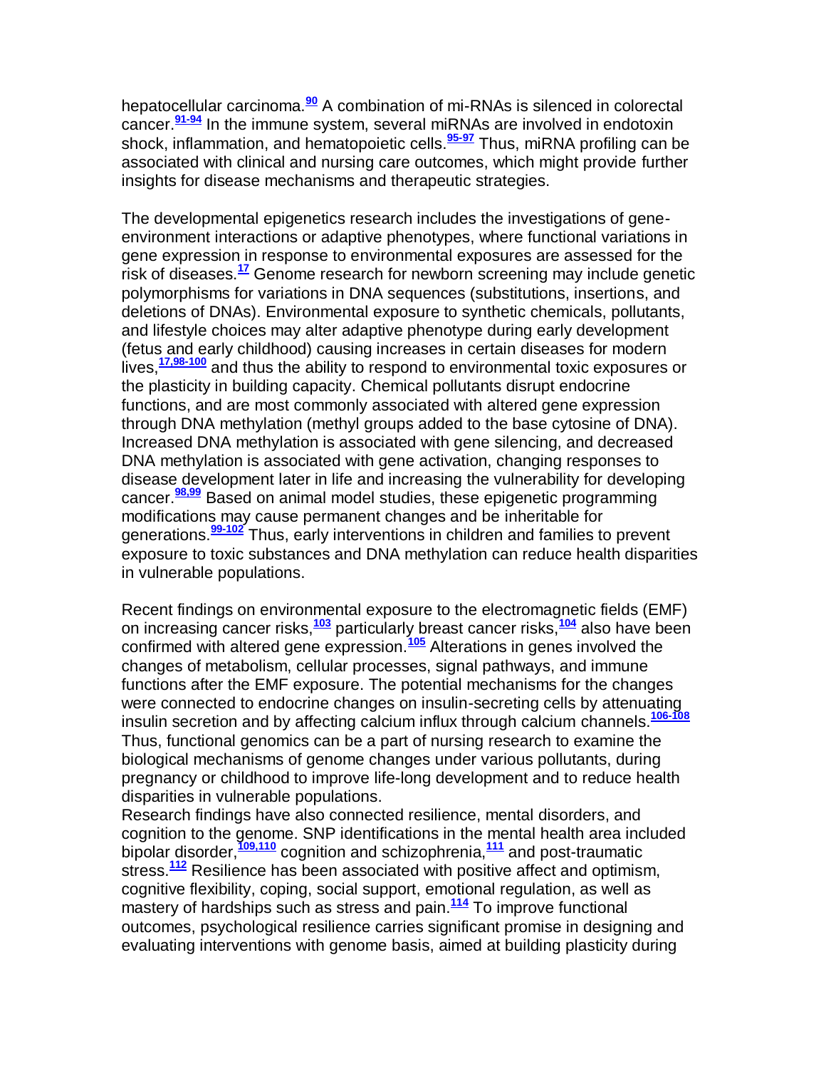hepatocellular carcinoma.[90] A combination of mi-RNAs is silenced in colorectal cancer.[91-94] In the immune system, several miRNAs are involved in endotoxin shock, inflammation, and hematopoietic cells.[95-97] Thus, miRNA profiling can be associated with clinical and nursing care outcomes, which might provide further insights for disease mechanisms and therapeutic strategies.

The developmental epigenetics research includes the investigations of gene-environment interactions or adaptive phenotypes, where functional variations in gene expression in response to environmental exposures are assessed for the risk of diseases.[17] Genome research for newborn screening may include genetic polymorphisms for variations in DNA sequences (substitutions, insertions, and deletions of DNAs). Environmental exposure to synthetic chemicals, pollutants, and lifestyle choices may alter adaptive phenotype during early development (fetus and early childhood) causing increases in certain diseases for modern lives,[17,98-100] and thus the ability to respond to environmental toxic exposures or the plasticity in building capacity. Chemical pollutants disrupt endocrine functions, and are most commonly associated with altered gene expression through DNA methylation (methyl groups added to the base cytosine of DNA). Increased DNA methylation is associated with gene silencing, and decreased DNA methylation is associated with gene activation, changing responses to disease development later in life and increasing the vulnerability for developing cancer.[98,99] Based on animal model studies, these epigenetic programming modifications may cause permanent changes and be inheritable for generations.[99-102] Thus, early interventions in children and families to prevent exposure to toxic substances and DNA methylation can reduce health disparities in vulnerable populations.

Recent findings on environmental exposure to the electromagnetic fields (EMF) on increasing cancer risks,[103] particularly breast cancer risks,[104] also have been confirmed with altered gene expression.[105] Alterations in genes involved the changes of metabolism, cellular processes, signal pathways, and immune functions after the EMF exposure. The potential mechanisms for the changes were connected to endocrine changes on insulin-secreting cells by attenuating insulin secretion and by affecting calcium influx through calcium channels.[106-108] Thus, functional genomics can be a part of nursing research to examine the biological mechanisms of genome changes under various pollutants, during pregnancy or childhood to improve life-long development and to reduce health disparities in vulnerable populations.

Research findings have also connected resilience, mental disorders, and cognition to the genome. SNP identifications in the mental health area included bipolar disorder,[109,110] cognition and schizophrenia,[111] and post-traumatic stress.[112] Resilience has been associated with positive affect and optimism, cognitive flexibility, coping, social support, emotional regulation, as well as mastery of hardships such as stress and pain.[114] To improve functional outcomes, psychological resilience carries significant promise in designing and evaluating interventions with genome basis, aimed at building plasticity during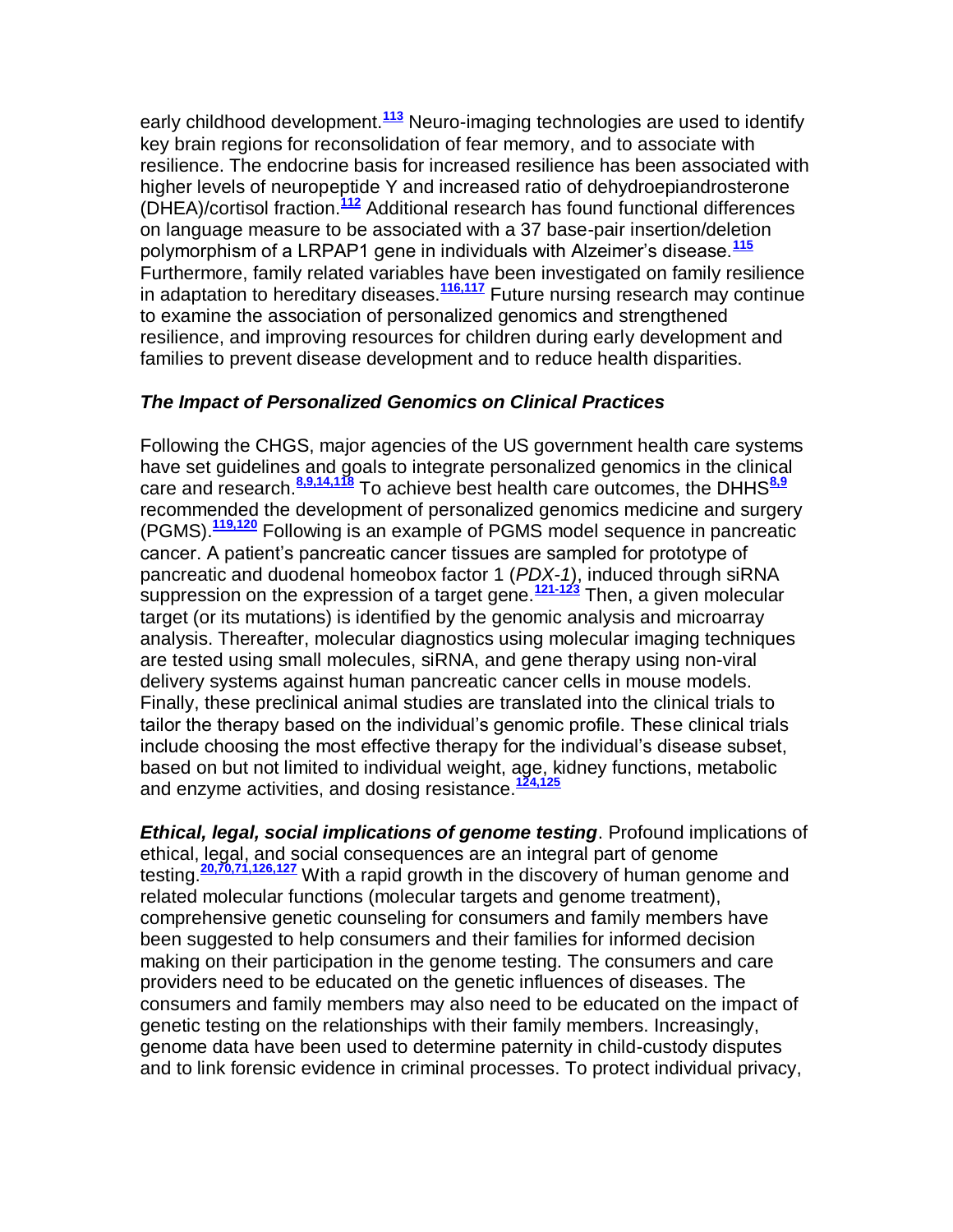early childhood development.[113] Neuro-imaging technologies are used to identify key brain regions for reconsolidation of fear memory, and to associate with resilience. The endocrine basis for increased resilience has been associated with higher levels of neuropeptide Y and increased ratio of dehydroepiandrosterone (DHEA)/cortisol fraction.[112] Additional research has found functional differences on language measure to be associated with a 37 base-pair insertion/deletion polymorphism of a LRPAP1 gene in individuals with Alzeimer's disease.[115] Furthermore, family related variables have been investigated on family resilience in adaptation to hereditary diseases.[116,117] Future nursing research may continue to examine the association of personalized genomics and strengthened resilience, and improving resources for children during early development and families to prevent disease development and to reduce health disparities.

### *The Impact of Personalized Genomics on Clinical Practices*

Following the CHGS, major agencies of the US government health care systems have set guidelines and goals to integrate personalized genomics in the clinical care and research.[8,9,14,118] To achieve best health care outcomes, the DHHS[8,9] recommended the development of personalized genomics medicine and surgery (PGMS).[119,120] Following is an example of PGMS model sequence in pancreatic cancer. A patient's pancreatic cancer tissues are sampled for prototype of pancreatic and duodenal homeobox factor 1 (*PDX-1*), induced through siRNA suppression on the expression of a target gene.[121-123] Then, a given molecular target (or its mutations) is identified by the genomic analysis and microarray analysis. Thereafter, molecular diagnostics using molecular imaging techniques are tested using small molecules, siRNA, and gene therapy using non-viral delivery systems against human pancreatic cancer cells in mouse models. Finally, these preclinical animal studies are translated into the clinical trials to tailor the therapy based on the individual's genomic profile. These clinical trials include choosing the most effective therapy for the individual's disease subset, based on but not limited to individual weight, age, kidney functions, metabolic and enzyme activities, and dosing resistance.[124,125]

***Ethical, legal, social implications of genome testing***. Profound implications of ethical, legal, and social consequences are an integral part of genome testing.[20,70,71,126,127] With a rapid growth in the discovery of human genome and related molecular functions (molecular targets and genome treatment), comprehensive genetic counseling for consumers and family members have been suggested to help consumers and their families for informed decision making on their participation in the genome testing. The consumers and care providers need to be educated on the genetic influences of diseases. The consumers and family members may also need to be educated on the impact of genetic testing on the relationships with their family members. Increasingly, genome data have been used to determine paternity in child-custody disputes and to link forensic evidence in criminal processes. To protect individual privacy,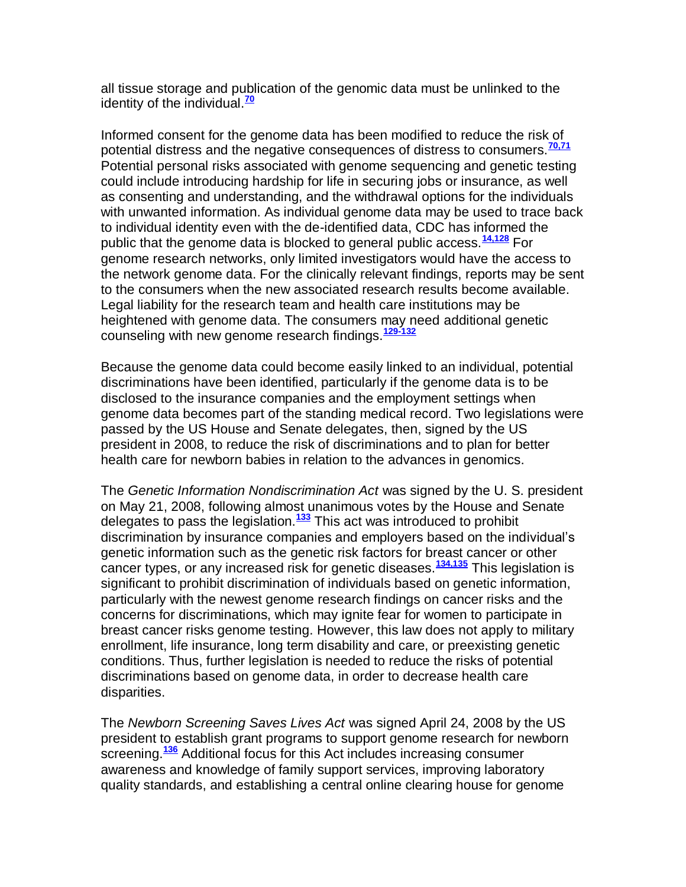all tissue storage and publication of the genomic data must be unlinked to the identity of the individual.[70]

Informed consent for the genome data has been modified to reduce the risk of potential distress and the negative consequences of distress to consumers.[70,71] Potential personal risks associated with genome sequencing and genetic testing could include introducing hardship for life in securing jobs or insurance, as well as consenting and understanding, and the withdrawal options for the individuals with unwanted information. As individual genome data may be used to trace back to individual identity even with the de-identified data, CDC has informed the public that the genome data is blocked to general public access.[14,128] For genome research networks, only limited investigators would have the access to the network genome data. For the clinically relevant findings, reports may be sent to the consumers when the new associated research results become available. Legal liability for the research team and health care institutions may be heightened with genome data. The consumers may need additional genetic counseling with new genome research findings.[129-132]

Because the genome data could become easily linked to an individual, potential discriminations have been identified, particularly if the genome data is to be disclosed to the insurance companies and the employment settings when genome data becomes part of the standing medical record. Two legislations were passed by the US House and Senate delegates, then, signed by the US president in 2008, to reduce the risk of discriminations and to plan for better health care for newborn babies in relation to the advances in genomics.

The *Genetic Information Nondiscrimination Act* was signed by the U. S. president on May 21, 2008, following almost unanimous votes by the House and Senate delegates to pass the legislation.[133] This act was introduced to prohibit discrimination by insurance companies and employers based on the individual's genetic information such as the genetic risk factors for breast cancer or other cancer types, or any increased risk for genetic diseases.[134,135] This legislation is significant to prohibit discrimination of individuals based on genetic information, particularly with the newest genome research findings on cancer risks and the concerns for discriminations, which may ignite fear for women to participate in breast cancer risks genome testing. However, this law does not apply to military enrollment, life insurance, long term disability and care, or preexisting genetic conditions. Thus, further legislation is needed to reduce the risks of potential discriminations based on genome data, in order to decrease health care disparities.

The *Newborn Screening Saves Lives Act* was signed April 24, 2008 by the US president to establish grant programs to support genome research for newborn screening.[136] Additional focus for this Act includes increasing consumer awareness and knowledge of family support services, improving laboratory quality standards, and establishing a central online clearing house for genome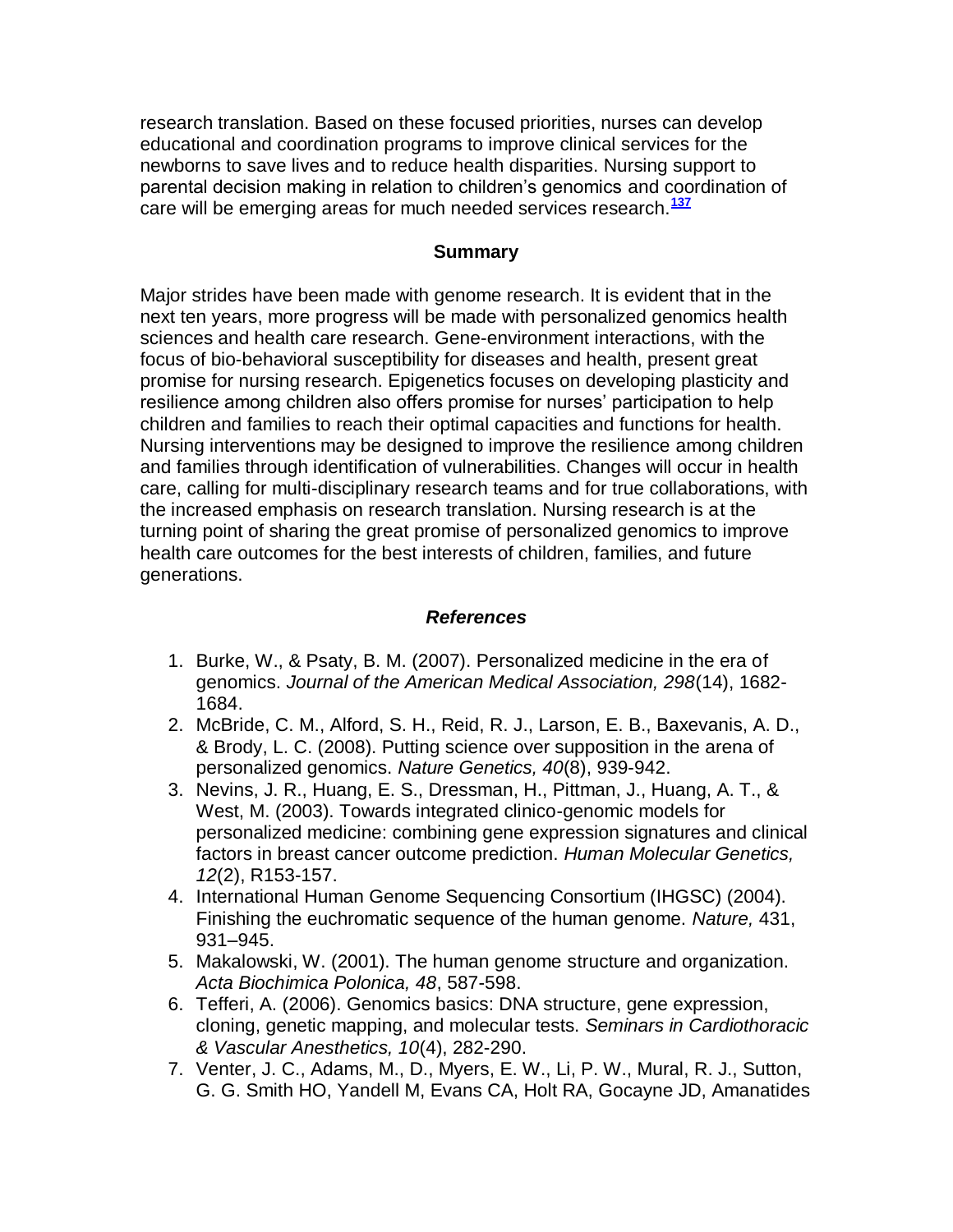research translation. Based on these focused priorities, nurses can develop educational and coordination programs to improve clinical services for the newborns to save lives and to reduce health disparities. Nursing support to parental decision making in relation to children's genomics and coordination of care will be emerging areas for much needed services research.[137]

## Summary

Major strides have been made with genome research. It is evident that in the next ten years, more progress will be made with personalized genomics health sciences and health care research. Gene-environment interactions, with the focus of bio-behavioral susceptibility for diseases and health, present great promise for nursing research. Epigenetics focuses on developing plasticity and resilience among children also offers promise for nurses' participation to help children and families to reach their optimal capacities and functions for health. Nursing interventions may be designed to improve the resilience among children and families through identification of vulnerabilities. Changes will occur in health care, calling for multi-disciplinary research teams and for true collaborations, with the increased emphasis on research translation. Nursing research is at the turning point of sharing the great promise of personalized genomics to improve health care outcomes for the best interests of children, families, and future generations.

## *References*

1. Burke, W., & Psaty, B. M. (2007). Personalized medicine in the era of genomics. *Journal of the American Medical Association, 298*(14), 1682-1684.
2. McBride, C. M., Alford, S. H., Reid, R. J., Larson, E. B., Baxevanis, A. D., & Brody, L. C. (2008). Putting science over supposition in the arena of personalized genomics. *Nature Genetics, 40*(8), 939-942.
3. Nevins, J. R., Huang, E. S., Dressman, H., Pittman, J., Huang, A. T., & West, M. (2003). Towards integrated clinico-genomic models for personalized medicine: combining gene expression signatures and clinical factors in breast cancer outcome prediction. *Human Molecular Genetics, 12*(2), R153-157.
4. International Human Genome Sequencing Consortium (IHGSC) (2004). Finishing the euchromatic sequence of the human genome. *Nature,* 431, 931–945.
5. Makalowski, W. (2001). The human genome structure and organization. *Acta Biochimica Polonica, 48*, 587-598.
6. Tefferi, A. (2006). Genomics basics: DNA structure, gene expression, cloning, genetic mapping, and molecular tests. *Seminars in Cardiothoracic & Vascular Anesthetics, 10*(4), 282-290.
7. Venter, J. C., Adams, M., D., Myers, E. W., Li, P. W., Mural, R. J., Sutton, G. G. Smith HO, Yandell M, Evans CA, Holt RA, Gocayne JD, Amanatides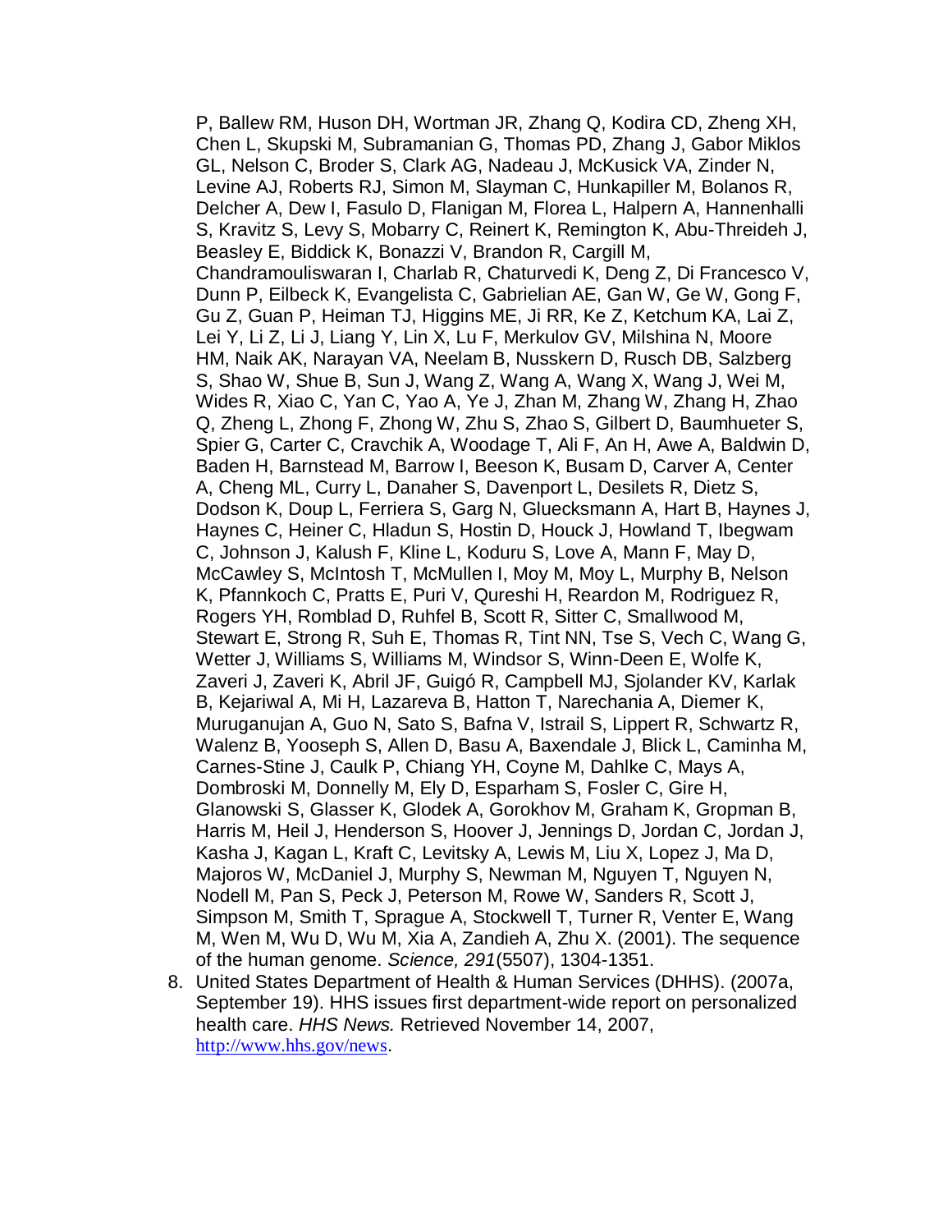P, Ballew RM, Huson DH, Wortman JR, Zhang Q, Kodira CD, Zheng XH, Chen L, Skupski M, Subramanian G, Thomas PD, Zhang J, Gabor Miklos GL, Nelson C, Broder S, Clark AG, Nadeau J, McKusick VA, Zinder N, Levine AJ, Roberts RJ, Simon M, Slayman C, Hunkapiller M, Bolanos R, Delcher A, Dew I, Fasulo D, Flanigan M, Florea L, Halpern A, Hannenhalli S, Kravitz S, Levy S, Mobarry C, Reinert K, Remington K, Abu-Threideh J, Beasley E, Biddick K, Bonazzi V, Brandon R, Cargill M, Chandramouliswaran I, Charlab R, Chaturvedi K, Deng Z, Di Francesco V, Dunn P, Eilbeck K, Evangelista C, Gabrielian AE, Gan W, Ge W, Gong F, Gu Z, Guan P, Heiman TJ, Higgins ME, Ji RR, Ke Z, Ketchum KA, Lai Z, Lei Y, Li Z, Li J, Liang Y, Lin X, Lu F, Merkulov GV, Milshina N, Moore HM, Naik AK, Narayan VA, Neelam B, Nusskern D, Rusch DB, Salzberg S, Shao W, Shue B, Sun J, Wang Z, Wang A, Wang X, Wang J, Wei M, Wides R, Xiao C, Yan C, Yao A, Ye J, Zhan M, Zhang W, Zhang H, Zhao Q, Zheng L, Zhong F, Zhong W, Zhu S, Zhao S, Gilbert D, Baumhueter S, Spier G, Carter C, Cravchik A, Woodage T, Ali F, An H, Awe A, Baldwin D, Baden H, Barnstead M, Barrow I, Beeson K, Busam D, Carver A, Center A, Cheng ML, Curry L, Danaher S, Davenport L, Desilets R, Dietz S, Dodson K, Doup L, Ferriera S, Garg N, Gluecksmann A, Hart B, Haynes J, Haynes C, Heiner C, Hladun S, Hostin D, Houck J, Howland T, Ibegwam C, Johnson J, Kalush F, Kline L, Koduru S, Love A, Mann F, May D, McCawley S, McIntosh T, McMullen I, Moy M, Moy L, Murphy B, Nelson K, Pfannkoch C, Pratts E, Puri V, Qureshi H, Reardon M, Rodriguez R, Rogers YH, Romblad D, Ruhfel B, Scott R, Sitter C, Smallwood M, Stewart E, Strong R, Suh E, Thomas R, Tint NN, Tse S, Vech C, Wang G, Wetter J, Williams S, Williams M, Windsor S, Winn-Deen E, Wolfe K, Zaveri J, Zaveri K, Abril JF, Guigó R, Campbell MJ, Sjolander KV, Karlak B, Kejariwal A, Mi H, Lazareva B, Hatton T, Narechania A, Diemer K, Muruganujan A, Guo N, Sato S, Bafna V, Istrail S, Lippert R, Schwartz R, Walenz B, Yooseph S, Allen D, Basu A, Baxendale J, Blick L, Caminha M, Carnes-Stine J, Caulk P, Chiang YH, Coyne M, Dahlke C, Mays A, Dombroski M, Donnelly M, Ely D, Esparham S, Fosler C, Gire H, Glanowski S, Glasser K, Glodek A, Gorokhov M, Graham K, Gropman B, Harris M, Heil J, Henderson S, Hoover J, Jennings D, Jordan C, Jordan J, Kasha J, Kagan L, Kraft C, Levitsky A, Lewis M, Liu X, Lopez J, Ma D, Majoros W, McDaniel J, Murphy S, Newman M, Nguyen T, Nguyen N, Nodell M, Pan S, Peck J, Peterson M, Rowe W, Sanders R, Scott J, Simpson M, Smith T, Sprague A, Stockwell T, Turner R, Venter E, Wang M, Wen M, Wu D, Wu M, Xia A, Zandieh A, Zhu X. (2001). The sequence of the human genome. *Science, 291*(5507), 1304-1351.

8. United States Department of Health & Human Services (DHHS). (2007a, September 19). HHS issues first department-wide report on personalized health care. *HHS News.* Retrieved November 14, 2007, http://www.hhs.gov/news.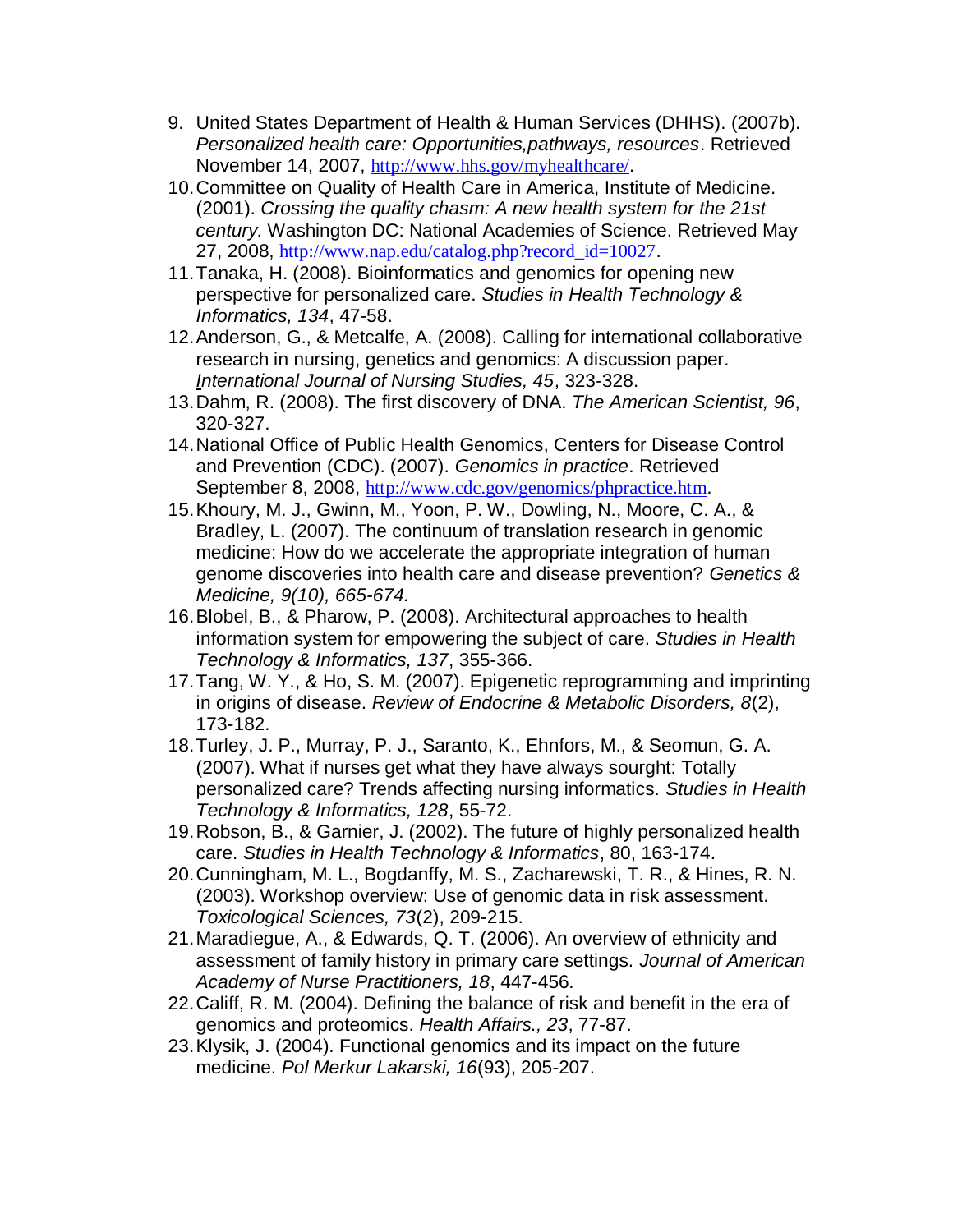9. United States Department of Health & Human Services (DHHS). (2007b). *Personalized health care: Opportunities,pathways, resources*. Retrieved November 14, 2007, http://www.hhs.gov/myhealthcare/.
10. Committee on Quality of Health Care in America, Institute of Medicine. (2001). *Crossing the quality chasm: A new health system for the 21st century.* Washington DC: National Academies of Science. Retrieved May 27, 2008, http://www.nap.edu/catalog.php?record_id=10027.
11. Tanaka, H. (2008). Bioinformatics and genomics for opening new perspective for personalized care. *Studies in Health Technology & Informatics, 134*, 47-58.
12. Anderson, G., & Metcalfe, A. (2008). Calling for international collaborative research in nursing, genetics and genomics: A discussion paper. *International Journal of Nursing Studies, 45*, 323-328.
13. Dahm, R. (2008). The first discovery of DNA. *The American Scientist, 96*, 320-327.
14. National Office of Public Health Genomics, Centers for Disease Control and Prevention (CDC). (2007). *Genomics in practice*. Retrieved September 8, 2008, http://www.cdc.gov/genomics/phpractice.htm.
15. Khoury, M. J., Gwinn, M., Yoon, P. W., Dowling, N., Moore, C. A., & Bradley, L. (2007). The continuum of translation research in genomic medicine: How do we accelerate the appropriate integration of human genome discoveries into health care and disease prevention? *Genetics & Medicine, 9(10), 665-674.*
16. Blobel, B., & Pharow, P. (2008). Architectural approaches to health information system for empowering the subject of care. *Studies in Health Technology & Informatics, 137*, 355-366.
17. Tang, W. Y., & Ho, S. M. (2007). Epigenetic reprogramming and imprinting in origins of disease. *Review of Endocrine & Metabolic Disorders, 8*(2), 173-182.
18. Turley, J. P., Murray, P. J., Saranto, K., Ehnfors, M., & Seomun, G. A. (2007). What if nurses get what they have always sourght: Totally personalized care? Trends affecting nursing informatics. *Studies in Health Technology & Informatics, 128*, 55-72.
19. Robson, B., & Garnier, J. (2002). The future of highly personalized health care. *Studies in Health Technology & Informatics*, 80, 163-174.
20. Cunningham, M. L., Bogdanffy, M. S., Zacharewski, T. R., & Hines, R. N. (2003). Workshop overview: Use of genomic data in risk assessment. *Toxicological Sciences, 73*(2), 209-215.
21. Maradiegue, A., & Edwards, Q. T. (2006). An overview of ethnicity and assessment of family history in primary care settings. *Journal of American Academy of Nurse Practitioners, 18*, 447-456.
22. Califf, R. M. (2004). Defining the balance of risk and benefit in the era of genomics and proteomics. *Health Affairs., 23*, 77-87.
23. Klysik, J. (2004). Functional genomics and its impact on the future medicine. *Pol Merkur Lakarski, 16*(93), 205-207.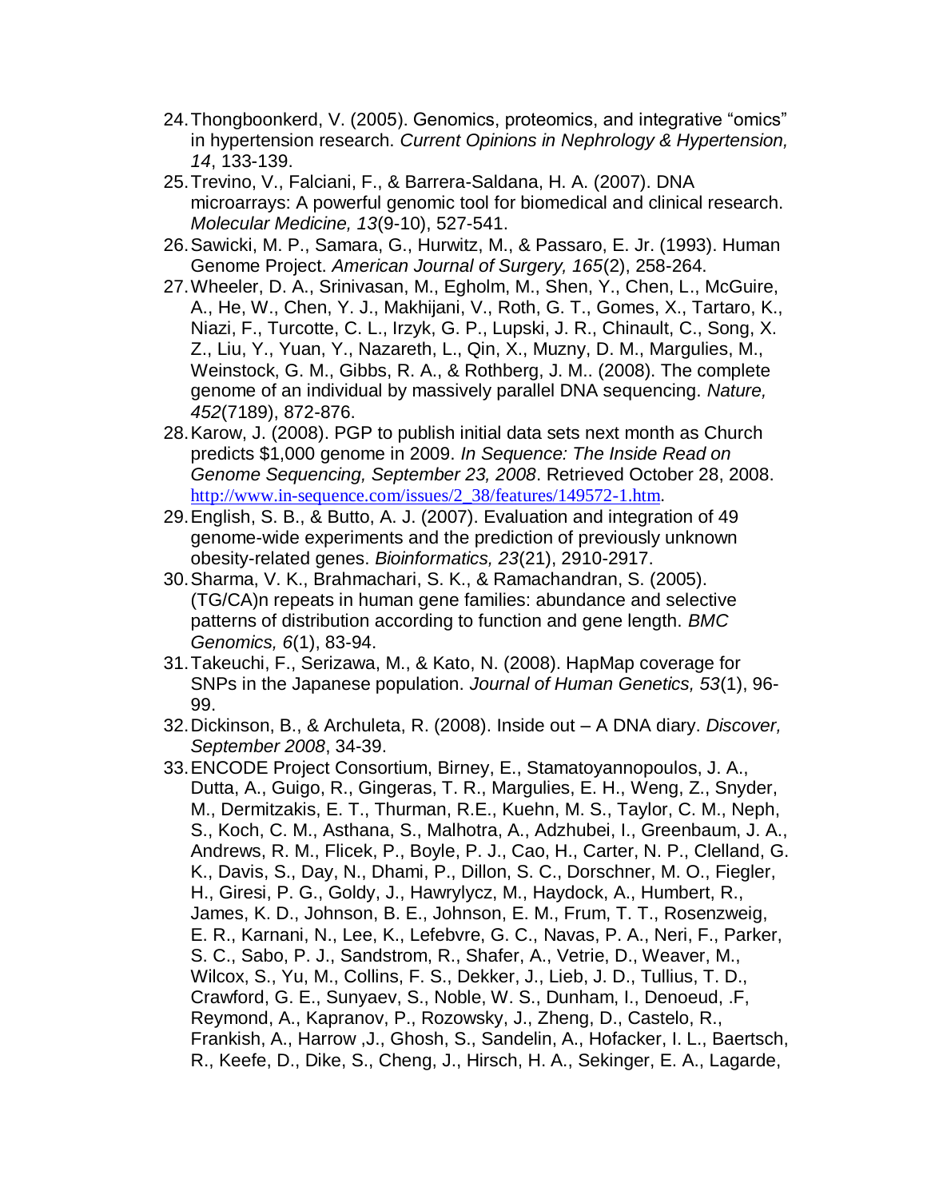24. Thongboonkerd, V. (2005). Genomics, proteomics, and integrative “omics” in hypertension research. *Current Opinions in Nephrology & Hypertension, 14*, 133-139.
25. Trevino, V., Falciani, F., & Barrera-Saldana, H. A. (2007). DNA microarrays: A powerful genomic tool for biomedical and clinical research. *Molecular Medicine, 13*(9-10), 527-541.
26. Sawicki, M. P., Samara, G., Hurwitz, M., & Passaro, E. Jr. (1993). Human Genome Project. *American Journal of Surgery, 165*(2), 258-264.
27. Wheeler, D. A., Srinivasan, M., Egholm, M., Shen, Y., Chen, L., McGuire, A., He, W., Chen, Y. J., Makhijani, V., Roth, G. T., Gomes, X., Tartaro, K., Niazi, F., Turcotte, C. L., Irzyk, G. P., Lupski, J. R., Chinault, C., Song, X. Z., Liu, Y., Yuan, Y., Nazareth, L., Qin, X., Muzny, D. M., Margulies, M., Weinstock, G. M., Gibbs, R. A., & Rothberg, J. M.. (2008). The complete genome of an individual by massively parallel DNA sequencing. *Nature, 452*(7189), 872-876.
28. Karow, J. (2008). PGP to publish initial data sets next month as Church predicts $1,000 genome in 2009. *In Sequence: The Inside Read on Genome Sequencing, September 23, 2008*. Retrieved October 28, 2008. http://www.in-sequence.com/issues/2_38/features/149572-1.htm.
29. English, S. B., & Butto, A. J. (2007). Evaluation and integration of 49 genome-wide experiments and the prediction of previously unknown obesity-related genes. *Bioinformatics, 23*(21), 2910-2917.
30. Sharma, V. K., Brahmachari, S. K., & Ramachandran, S. (2005). (TG/CA)n repeats in human gene families: abundance and selective patterns of distribution according to function and gene length. *BMC Genomics, 6*(1), 83-94.
31. Takeuchi, F., Serizawa, M., & Kato, N. (2008). HapMap coverage for SNPs in the Japanese population. *Journal of Human Genetics, 53*(1), 96-99.
32. Dickinson, B., & Archuleta, R. (2008). Inside out – A DNA diary. *Discover, September 2008*, 34-39.
33. ENCODE Project Consortium, Birney, E., Stamatoyannopoulos, J. A., Dutta, A., Guigo, R., Gingeras, T. R., Margulies, E. H., Weng, Z., Snyder, M., Dermitzakis, E. T., Thurman, R.E., Kuehn, M. S., Taylor, C. M., Neph, S., Koch, C. M., Asthana, S., Malhotra, A., Adzhubei, I., Greenbaum, J. A., Andrews, R. M., Flicek, P., Boyle, P. J., Cao, H., Carter, N. P., Clelland, G. K., Davis, S., Day, N., Dhami, P., Dillon, S. C., Dorschner, M. O., Fiegler, H., Giresi, P. G., Goldy, J., Hawrylycz, M., Haydock, A., Humbert, R., James, K. D., Johnson, B. E., Johnson, E. M., Frum, T. T., Rosenzweig, E. R., Karnani, N., Lee, K., Lefebvre, G. C., Navas, P. A., Neri, F., Parker, S. C., Sabo, P. J., Sandstrom, R., Shafer, A., Vetrie, D., Weaver, M., Wilcox, S., Yu, M., Collins, F. S., Dekker, J., Lieb, J. D., Tullius, T. D., Crawford, G. E., Sunyaev, S., Noble, W. S., Dunham, I., Denoeud, .F, Reymond, A., Kapranov, P., Rozowsky, J., Zheng, D., Castelo, R., Frankish, A., Harrow ,J., Ghosh, S., Sandelin, A., Hofacker, I. L., Baertsch, R., Keefe, D., Dike, S., Cheng, J., Hirsch, H. A., Sekinger, E. A., Lagarde,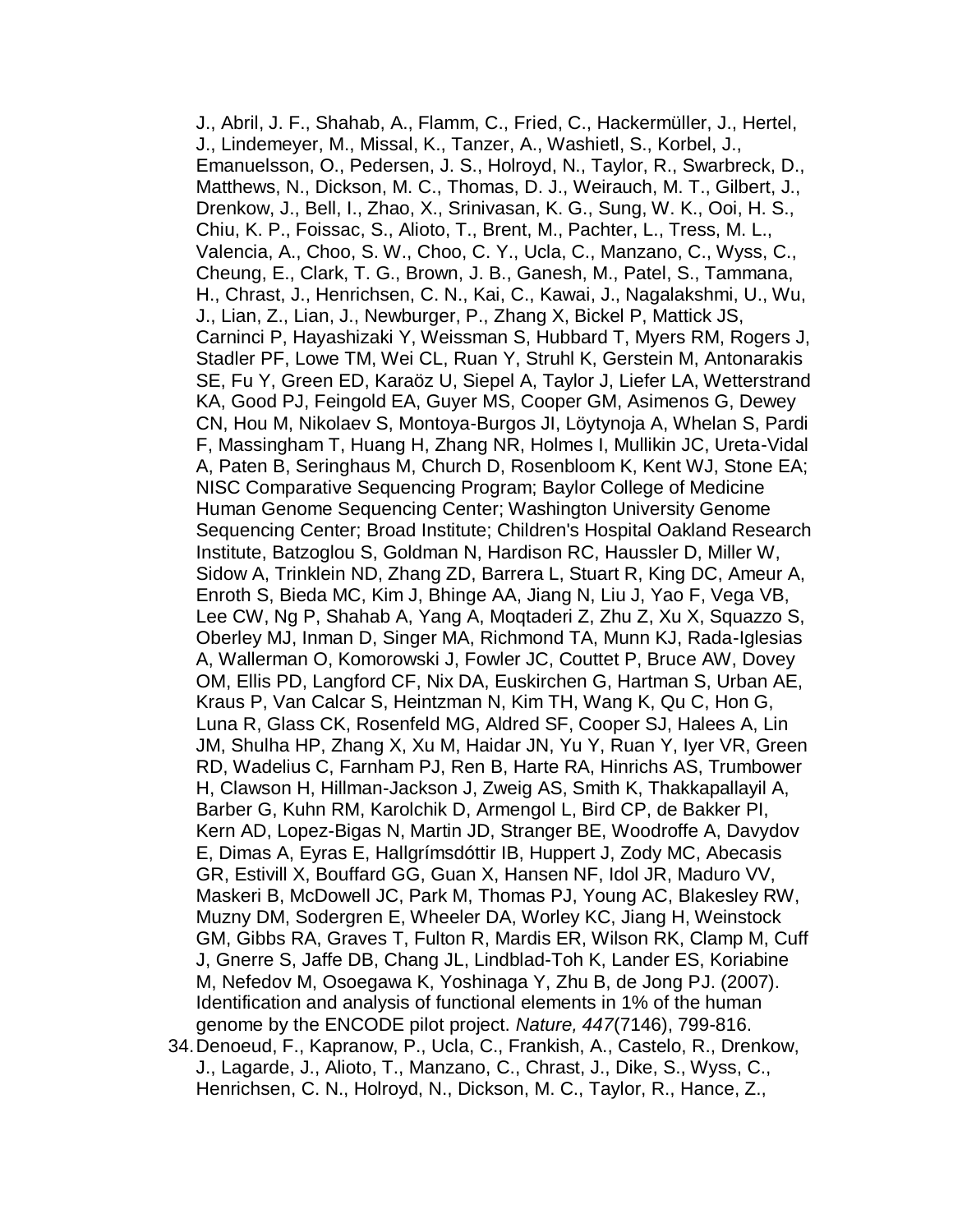J., Abril, J. F., Shahab, A., Flamm, C., Fried, C., Hackermüller, J., Hertel, J., Lindemeyer, M., Missal, K., Tanzer, A., Washietl, S., Korbel, J., Emanuelsson, O., Pedersen, J. S., Holroyd, N., Taylor, R., Swarbreck, D., Matthews, N., Dickson, M. C., Thomas, D. J., Weirauch, M. T., Gilbert, J., Drenkow, J., Bell, I., Zhao, X., Srinivasan, K. G., Sung, W. K., Ooi, H. S., Chiu, K. P., Foissac, S., Alioto, T., Brent, M., Pachter, L., Tress, M. L., Valencia, A., Choo, S. W., Choo, C. Y., Ucla, C., Manzano, C., Wyss, C., Cheung, E., Clark, T. G., Brown, J. B., Ganesh, M., Patel, S., Tammana, H., Chrast, J., Henrichsen, C. N., Kai, C., Kawai, J., Nagalakshmi, U., Wu, J., Lian, Z., Lian, J., Newburger, P., Zhang X, Bickel P, Mattick JS, Carninci P, Hayashizaki Y, Weissman S, Hubbard T, Myers RM, Rogers J, Stadler PF, Lowe TM, Wei CL, Ruan Y, Struhl K, Gerstein M, Antonarakis SE, Fu Y, Green ED, Karaöz U, Siepel A, Taylor J, Liefer LA, Wetterstrand KA, Good PJ, Feingold EA, Guyer MS, Cooper GM, Asimenos G, Dewey CN, Hou M, Nikolaev S, Montoya-Burgos JI, Löytynoja A, Whelan S, Pardi F, Massingham T, Huang H, Zhang NR, Holmes I, Mullikin JC, Ureta-Vidal A, Paten B, Seringhaus M, Church D, Rosenbloom K, Kent WJ, Stone EA; NISC Comparative Sequencing Program; Baylor College of Medicine Human Genome Sequencing Center; Washington University Genome Sequencing Center; Broad Institute; Children's Hospital Oakland Research Institute, Batzoglou S, Goldman N, Hardison RC, Haussler D, Miller W, Sidow A, Trinklein ND, Zhang ZD, Barrera L, Stuart R, King DC, Ameur A, Enroth S, Bieda MC, Kim J, Bhinge AA, Jiang N, Liu J, Yao F, Vega VB, Lee CW, Ng P, Shahab A, Yang A, Moqtaderi Z, Zhu Z, Xu X, Squazzo S, Oberley MJ, Inman D, Singer MA, Richmond TA, Munn KJ, Rada-Iglesias A, Wallerman O, Komorowski J, Fowler JC, Couttet P, Bruce AW, Dovey OM, Ellis PD, Langford CF, Nix DA, Euskirchen G, Hartman S, Urban AE, Kraus P, Van Calcar S, Heintzman N, Kim TH, Wang K, Qu C, Hon G, Luna R, Glass CK, Rosenfeld MG, Aldred SF, Cooper SJ, Halees A, Lin JM, Shulha HP, Zhang X, Xu M, Haidar JN, Yu Y, Ruan Y, Iyer VR, Green RD, Wadelius C, Farnham PJ, Ren B, Harte RA, Hinrichs AS, Trumbower H, Clawson H, Hillman-Jackson J, Zweig AS, Smith K, Thakkapallayil A, Barber G, Kuhn RM, Karolchik D, Armengol L, Bird CP, de Bakker PI, Kern AD, Lopez-Bigas N, Martin JD, Stranger BE, Woodroffe A, Davydov E, Dimas A, Eyras E, Hallgrímsdóttir IB, Huppert J, Zody MC, Abecasis GR, Estivill X, Bouffard GG, Guan X, Hansen NF, Idol JR, Maduro VV, Maskeri B, McDowell JC, Park M, Thomas PJ, Young AC, Blakesley RW, Muzny DM, Sodergren E, Wheeler DA, Worley KC, Jiang H, Weinstock GM, Gibbs RA, Graves T, Fulton R, Mardis ER, Wilson RK, Clamp M, Cuff J, Gnerre S, Jaffe DB, Chang JL, Lindblad-Toh K, Lander ES, Koriabine M, Nefedov M, Osoegawa K, Yoshinaga Y, Zhu B, de Jong PJ. (2007). Identification and analysis of functional elements in 1% of the human genome by the ENCODE pilot project. *Nature, 447*(7146), 799-816.

34. Denoeud, F., Kapranow, P., Ucla, C., Frankish, A., Castelo, R., Drenkow, J., Lagarde, J., Alioto, T., Manzano, C., Chrast, J., Dike, S., Wyss, C., Henrichsen, C. N., Holroyd, N., Dickson, M. C., Taylor, R., Hance, Z.,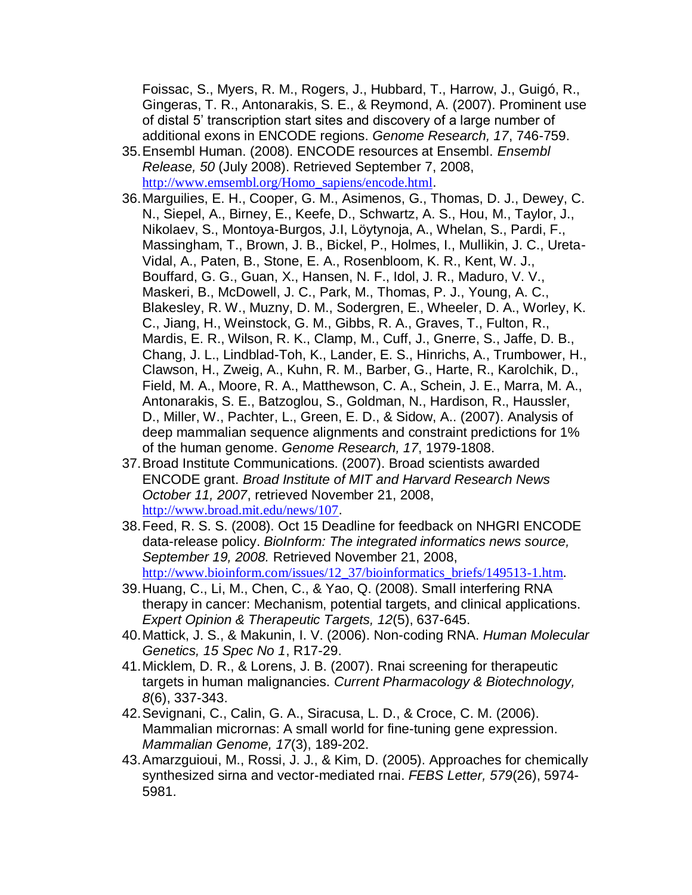Foissac, S., Myers, R. M., Rogers, J., Hubbard, T., Harrow, J., Guigó, R., Gingeras, T. R., Antonarakis, S. E., & Reymond, A. (2007). Prominent use of distal 5' transcription start sites and discovery of a large number of additional exons in ENCODE regions. *Genome Research, 17*, 746-759.

35. Ensembl Human. (2008). ENCODE resources at Ensembl. *Ensembl Release, 50* (July 2008). Retrieved September 7, 2008, http://www.emsembl.org/Homo_sapiens/encode.html.
36. Marguilies, E. H., Cooper, G. M., Asimenos, G., Thomas, D. J., Dewey, C. N., Siepel, A., Birney, E., Keefe, D., Schwartz, A. S., Hou, M., Taylor, J., Nikolaev, S., Montoya-Burgos, J.I, Löytynoja, A., Whelan, S., Pardi, F., Massingham, T., Brown, J. B., Bickel, P., Holmes, I., Mullikin, J. C., Ureta-Vidal, A., Paten, B., Stone, E. A., Rosenbloom, K. R., Kent, W. J., Bouffard, G. G., Guan, X., Hansen, N. F., Idol, J. R., Maduro, V. V., Maskeri, B., McDowell, J. C., Park, M., Thomas, P. J., Young, A. C., Blakesley, R. W., Muzny, D. M., Sodergren, E., Wheeler, D. A., Worley, K. C., Jiang, H., Weinstock, G. M., Gibbs, R. A., Graves, T., Fulton, R., Mardis, E. R., Wilson, R. K., Clamp, M., Cuff, J., Gnerre, S., Jaffe, D. B., Chang, J. L., Lindblad-Toh, K., Lander, E. S., Hinrichs, A., Trumbower, H., Clawson, H., Zweig, A., Kuhn, R. M., Barber, G., Harte, R., Karolchik, D., Field, M. A., Moore, R. A., Matthewson, C. A., Schein, J. E., Marra, M. A., Antonarakis, S. E., Batzoglou, S., Goldman, N., Hardison, R., Haussler, D., Miller, W., Pachter, L., Green, E. D., & Sidow, A.. (2007). Analysis of deep mammalian sequence alignments and constraint predictions for 1% of the human genome. *Genome Research, 17*, 1979-1808.
37. Broad Institute Communications. (2007). Broad scientists awarded ENCODE grant. *Broad Institute of MIT and Harvard Research News October 11, 2007*, retrieved November 21, 2008, http://www.broad.mit.edu/news/107.
38. Feed, R. S. S. (2008). Oct 15 Deadline for feedback on NHGRI ENCODE data-release policy. *BioInform: The integrated informatics news source, September 19, 2008.* Retrieved November 21, 2008, http://www.bioinform.com/issues/12_37/bioinformatics_briefs/149513-1.htm.
39. Huang, C., Li, M., Chen, C., & Yao, Q. (2008). Small interfering RNA therapy in cancer: Mechanism, potential targets, and clinical applications. *Expert Opinion & Therapeutic Targets, 12*(5), 637-645.
40. Mattick, J. S., & Makunin, I. V. (2006). Non-coding RNA. *Human Molecular Genetics, 15 Spec No 1*, R17-29.
41. Micklem, D. R., & Lorens, J. B. (2007). Rnai screening for therapeutic targets in human malignancies. *Current Pharmacology & Biotechnology, 8*(6), 337-343.
42. Sevignani, C., Calin, G. A., Siracusa, L. D., & Croce, C. M. (2006). Mammalian micrornas: A small world for fine-tuning gene expression. *Mammalian Genome, 17*(3), 189-202.
43. Amarzguioui, M., Rossi, J. J., & Kim, D. (2005). Approaches for chemically synthesized sirna and vector-mediated rnai. *FEBS Letter, 579*(26), 5974-5981.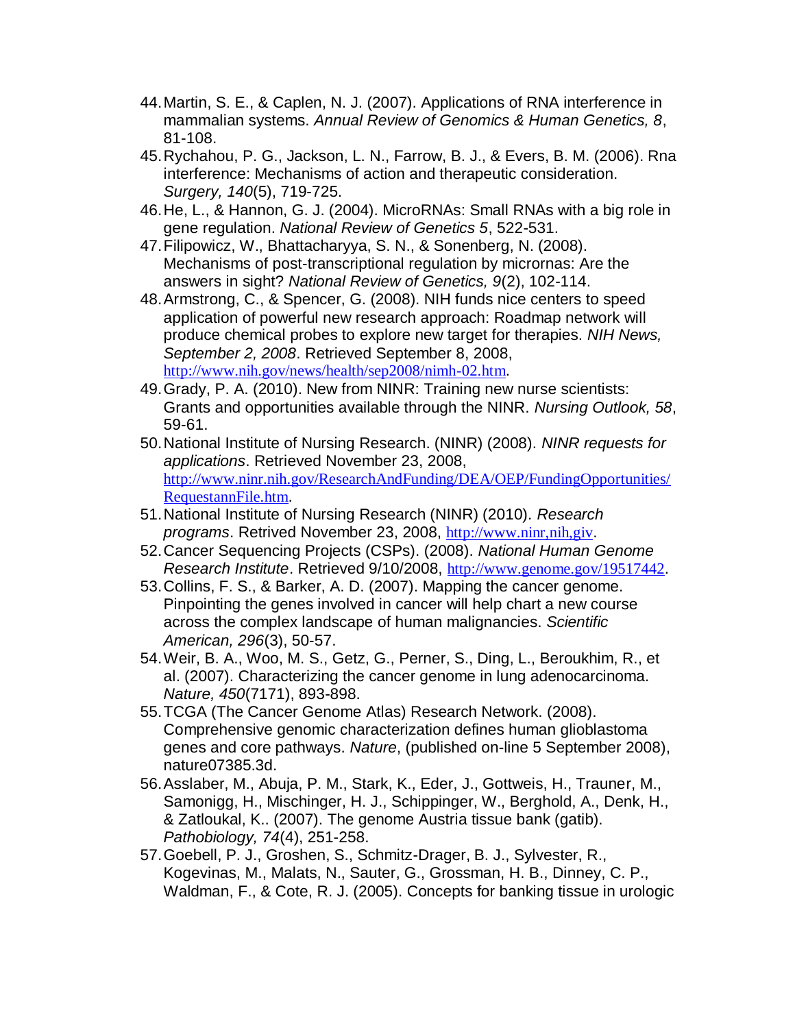44. Martin, S. E., & Caplen, N. J. (2007). Applications of RNA interference in mammalian systems. *Annual Review of Genomics & Human Genetics, 8*, 81-108.
45. Rychahou, P. G., Jackson, L. N., Farrow, B. J., & Evers, B. M. (2006). Rna interference: Mechanisms of action and therapeutic consideration. *Surgery, 140*(5), 719-725.
46. He, L., & Hannon, G. J. (2004). MicroRNAs: Small RNAs with a big role in gene regulation. *National Review of Genetics 5*, 522-531.
47. Filipowicz, W., Bhattacharyya, S. N., & Sonenberg, N. (2008). Mechanisms of post-transcriptional regulation by micrornas: Are the answers in sight? *National Review of Genetics, 9*(2), 102-114.
48. Armstrong, C., & Spencer, G. (2008). NIH funds nice centers to speed application of powerful new research approach: Roadmap network will produce chemical probes to explore new target for therapies. *NIH News, September 2, 2008*. Retrieved September 8, 2008, http://www.nih.gov/news/health/sep2008/nimh-02.htm.
49. Grady, P. A. (2010). New from NINR: Training new nurse scientists: Grants and opportunities available through the NINR. *Nursing Outlook, 58*, 59-61.
50. National Institute of Nursing Research. (NINR) (2008). *NINR requests for applications*. Retrieved November 23, 2008, http://www.ninr.nih.gov/ResearchAndFunding/DEA/OEP/FundingOpportunities/RequestannFile.htm.
51. National Institute of Nursing Research (NINR) (2010). *Research programs*. Retrived November 23, 2008, http://www.ninr,nih,giv.
52. Cancer Sequencing Projects (CSPs). (2008). *National Human Genome Research Institute*. Retrieved 9/10/2008, http://www.genome.gov/19517442.
53. Collins, F. S., & Barker, A. D. (2007). Mapping the cancer genome. Pinpointing the genes involved in cancer will help chart a new course across the complex landscape of human malignancies. *Scientific American, 296*(3), 50-57.
54. Weir, B. A., Woo, M. S., Getz, G., Perner, S., Ding, L., Beroukhim, R., et al. (2007). Characterizing the cancer genome in lung adenocarcinoma. *Nature, 450*(7171), 893-898.
55. TCGA (The Cancer Genome Atlas) Research Network. (2008). Comprehensive genomic characterization defines human glioblastoma genes and core pathways. *Nature*, (published on-line 5 September 2008), nature07385.3d.
56. Asslaber, M., Abuja, P. M., Stark, K., Eder, J., Gottweis, H., Trauner, M., Samonigg, H., Mischinger, H. J., Schippinger, W., Berghold, A., Denk, H., & Zatloukal, K.. (2007). The genome Austria tissue bank (gatib). *Pathobiology, 74*(4), 251-258.
57. Goebell, P. J., Groshen, S., Schmitz-Drager, B. J., Sylvester, R., Kogevinas, M., Malats, N., Sauter, G., Grossman, H. B., Dinney, C. P., Waldman, F., & Cote, R. J. (2005). Concepts for banking tissue in urologic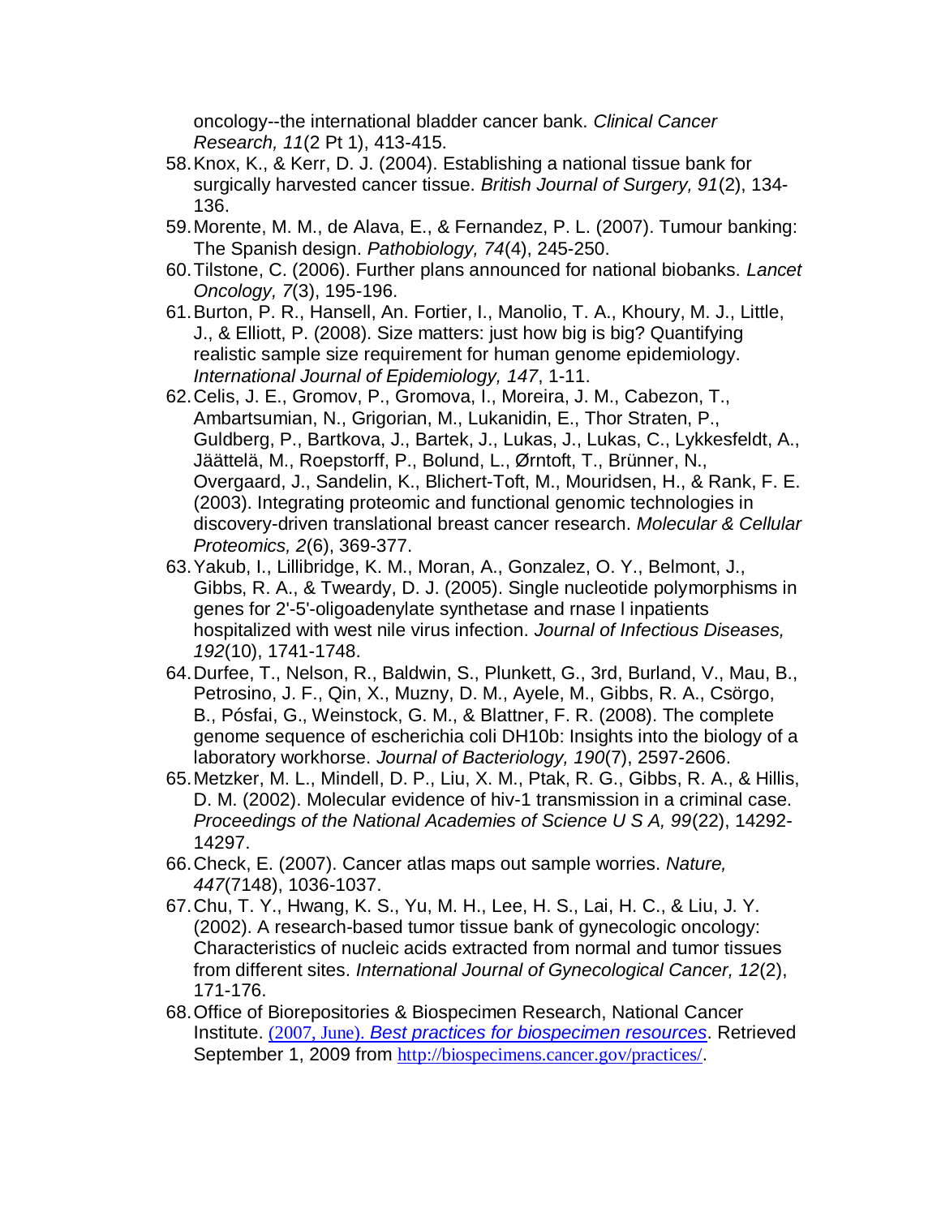oncology--the international bladder cancer bank. *Clinical Cancer Research, 11*(2 Pt 1), 413-415.

58. Knox, K., & Kerr, D. J. (2004). Establishing a national tissue bank for surgically harvested cancer tissue. *British Journal of Surgery, 91*(2), 134-136.
59. Morente, M. M., de Alava, E., & Fernandez, P. L. (2007). Tumour banking: The Spanish design. *Pathobiology, 74*(4), 245-250.
60. Tilstone, C. (2006). Further plans announced for national biobanks. *Lancet Oncology, 7*(3), 195-196.
61. Burton, P. R., Hansell, An. Fortier, I., Manolio, T. A., Khoury, M. J., Little, J., & Elliott, P. (2008). Size matters: just how big is big? Quantifying realistic sample size requirement for human genome epidemiology. *International Journal of Epidemiology, 147*, 1-11.
62. Celis, J. E., Gromov, P., Gromova, I., Moreira, J. M., Cabezon, T., Ambartsumian, N., Grigorian, M., Lukanidin, E., Thor Straten, P., Guldberg, P., Bartkova, J., Bartek, J., Lukas, J., Lukas, C., Lykkesfeldt, A., Jäättelä, M., Roepstorff, P., Bolund, L., Ørntoft, T., Brünner, N., Overgaard, J., Sandelin, K., Blichert-Toft, M., Mouridsen, H., & Rank, F. E. (2003). Integrating proteomic and functional genomic technologies in discovery-driven translational breast cancer research. *Molecular & Cellular Proteomics, 2*(6), 369-377.
63. Yakub, I., Lillibridge, K. M., Moran, A., Gonzalez, O. Y., Belmont, J., Gibbs, R. A., & Tweardy, D. J. (2005). Single nucleotide polymorphisms in genes for 2'-5'-oligoadenylate synthetase and rnase l inpatients hospitalized with west nile virus infection. *Journal of Infectious Diseases, 192*(10), 1741-1748.
64. Durfee, T., Nelson, R., Baldwin, S., Plunkett, G., 3rd, Burland, V., Mau, B., Petrosino, J. F., Qin, X., Muzny, D. M., Ayele, M., Gibbs, R. A., Csörgo, B., Pósfai, G., Weinstock, G. M., & Blattner, F. R. (2008). The complete genome sequence of escherichia coli DH10b: Insights into the biology of a laboratory workhorse. *Journal of Bacteriology, 190*(7), 2597-2606.
65. Metzker, M. L., Mindell, D. P., Liu, X. M., Ptak, R. G., Gibbs, R. A., & Hillis, D. M. (2002). Molecular evidence of hiv-1 transmission in a criminal case. *Proceedings of the National Academies of Science U S A, 99*(22), 14292-14297.
66. Check, E. (2007). Cancer atlas maps out sample worries. *Nature, 447*(7148), 1036-1037.
67. Chu, T. Y., Hwang, K. S., Yu, M. H., Lee, H. S., Lai, H. C., & Liu, J. Y. (2002). A research-based tumor tissue bank of gynecologic oncology: Characteristics of nucleic acids extracted from normal and tumor tissues from different sites. *International Journal of Gynecological Cancer, 12*(2), 171-176.
68. Office of Biorepositories & Biospecimen Research, National Cancer Institute. (2007, June). *Best practices for biospecimen resources*. Retrieved September 1, 2009 from http://biospecimens.cancer.gov/practices/.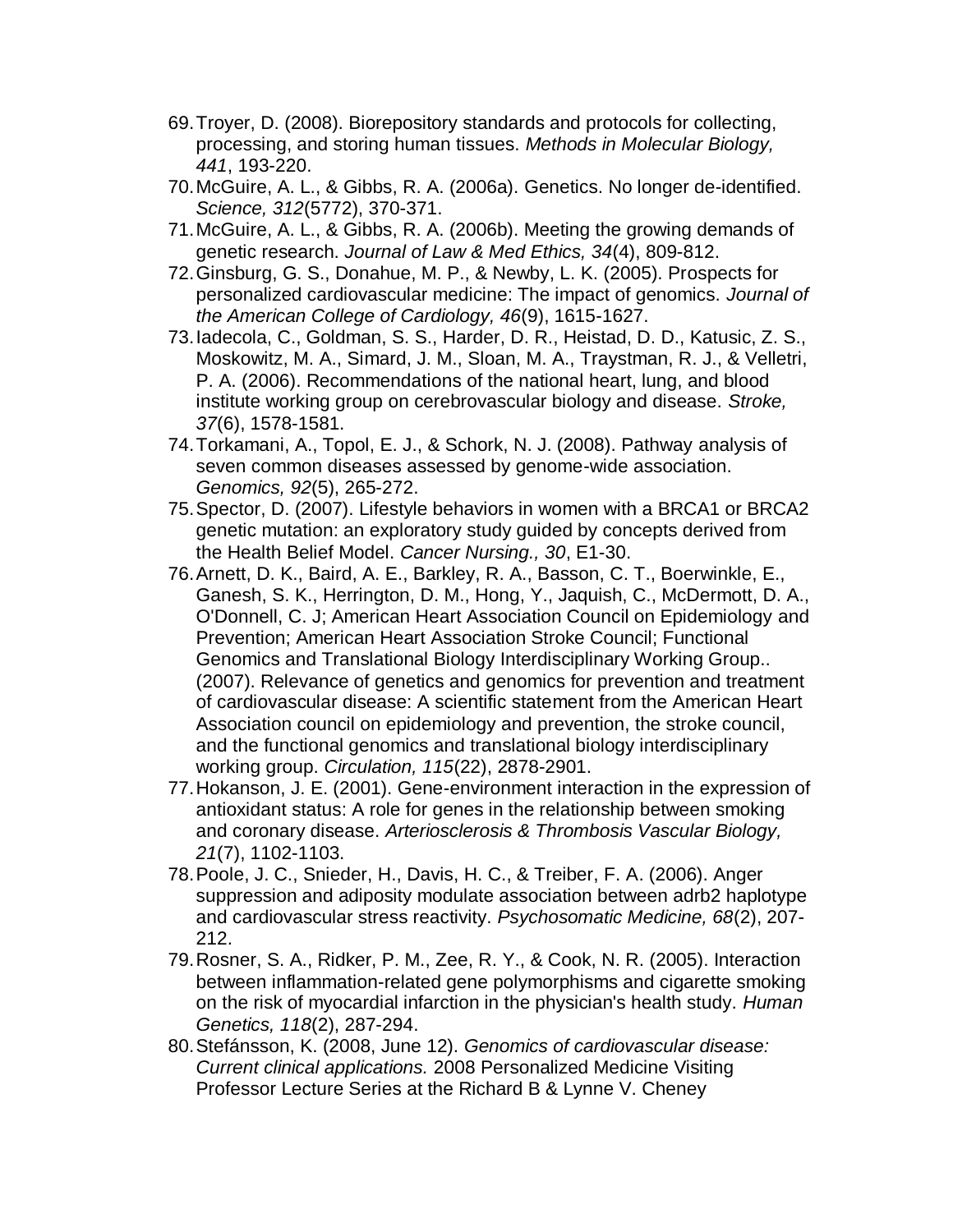69. Troyer, D. (2008). Biorepository standards and protocols for collecting, processing, and storing human tissues. *Methods in Molecular Biology, 441*, 193-220.
70. McGuire, A. L., & Gibbs, R. A. (2006a). Genetics. No longer de-identified. *Science, 312*(5772), 370-371.
71. McGuire, A. L., & Gibbs, R. A. (2006b). Meeting the growing demands of genetic research. *Journal of Law & Med Ethics, 34*(4), 809-812.
72. Ginsburg, G. S., Donahue, M. P., & Newby, L. K. (2005). Prospects for personalized cardiovascular medicine: The impact of genomics. *Journal of the American College of Cardiology, 46*(9), 1615-1627.
73. Iadecola, C., Goldman, S. S., Harder, D. R., Heistad, D. D., Katusic, Z. S., Moskowitz, M. A., Simard, J. M., Sloan, M. A., Traystman, R. J., & Velletri, P. A. (2006). Recommendations of the national heart, lung, and blood institute working group on cerebrovascular biology and disease. *Stroke, 37*(6), 1578-1581.
74. Torkamani, A., Topol, E. J., & Schork, N. J. (2008). Pathway analysis of seven common diseases assessed by genome-wide association. *Genomics, 92*(5), 265-272.
75. Spector, D. (2007). Lifestyle behaviors in women with a BRCA1 or BRCA2 genetic mutation: an exploratory study guided by concepts derived from the Health Belief Model. *Cancer Nursing., 30*, E1-30.
76. Arnett, D. K., Baird, A. E., Barkley, R. A., Basson, C. T., Boerwinkle, E., Ganesh, S. K., Herrington, D. M., Hong, Y., Jaquish, C., McDermott, D. A., O'Donnell, C. J; American Heart Association Council on Epidemiology and Prevention; American Heart Association Stroke Council; Functional Genomics and Translational Biology Interdisciplinary Working Group.. (2007). Relevance of genetics and genomics for prevention and treatment of cardiovascular disease: A scientific statement from the American Heart Association council on epidemiology and prevention, the stroke council, and the functional genomics and translational biology interdisciplinary working group. *Circulation, 115*(22), 2878-2901.
77. Hokanson, J. E. (2001). Gene-environment interaction in the expression of antioxidant status: A role for genes in the relationship between smoking and coronary disease. *Arteriosclerosis & Thrombosis Vascular Biology, 21*(7), 1102-1103.
78. Poole, J. C., Snieder, H., Davis, H. C., & Treiber, F. A. (2006). Anger suppression and adiposity modulate association between adrb2 haplotype and cardiovascular stress reactivity. *Psychosomatic Medicine, 68*(2), 207-212.
79. Rosner, S. A., Ridker, P. M., Zee, R. Y., & Cook, N. R. (2005). Interaction between inflammation-related gene polymorphisms and cigarette smoking on the risk of myocardial infarction in the physician's health study. *Human Genetics, 118*(2), 287-294.
80. Stefánsson, K. (2008, June 12). *Genomics of cardiovascular disease: Current clinical applications.* 2008 Personalized Medicine Visiting Professor Lecture Series at the Richard B & Lynne V. Cheney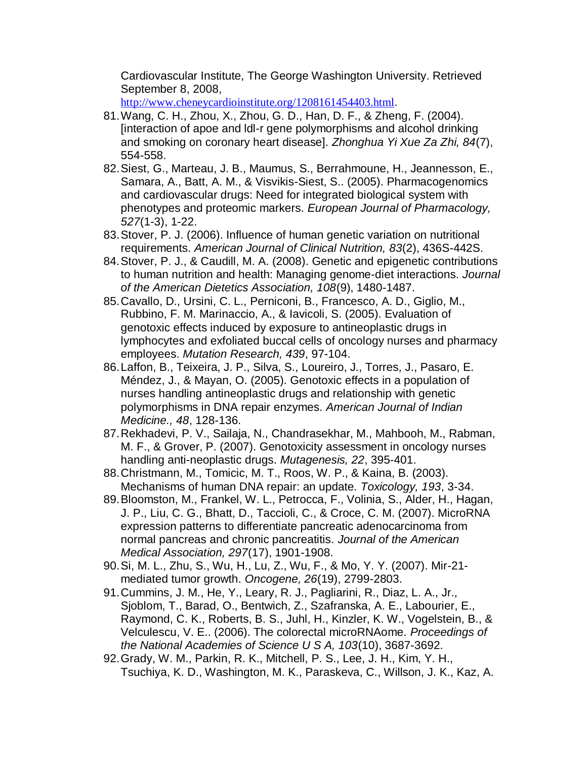Cardiovascular Institute, The George Washington University. Retrieved September 8, 2008, http://www.cheneycardioinstitute.org/1208161454403.html.

81. Wang, C. H., Zhou, X., Zhou, G. D., Han, D. F., & Zheng, F. (2004). [interaction of apoe and ldl-r gene polymorphisms and alcohol drinking and smoking on coronary heart disease]. *Zhonghua Yi Xue Za Zhi, 84*(7), 554-558.
82. Siest, G., Marteau, J. B., Maumus, S., Berrahmoune, H., Jeannesson, E., Samara, A., Batt, A. M., & Visvikis-Siest, S.. (2005). Pharmacogenomics and cardiovascular drugs: Need for integrated biological system with phenotypes and proteomic markers. *European Journal of Pharmacology, 527*(1-3), 1-22.
83. Stover, P. J. (2006). Influence of human genetic variation on nutritional requirements. *American Journal of Clinical Nutrition, 83*(2), 436S-442S.
84. Stover, P. J., & Caudill, M. A. (2008). Genetic and epigenetic contributions to human nutrition and health: Managing genome-diet interactions. *Journal of the American Dietetics Association, 108*(9), 1480-1487.
85. Cavallo, D., Ursini, C. L., Perniconi, B., Francesco, A. D., Giglio, M., Rubbino, F. M. Marinaccio, A., & Iavicoli, S. (2005). Evaluation of genotoxic effects induced by exposure to antineoplastic drugs in lymphocytes and exfoliated buccal cells of oncology nurses and pharmacy employees. *Mutation Research, 439*, 97-104.
86. Laffon, B., Teixeira, J. P., Silva, S., Loureiro, J., Torres, J., Pasaro, E. Méndez, J., & Mayan, O. (2005). Genotoxic effects in a population of nurses handling antineoplastic drugs and relationship with genetic polymorphisms in DNA repair enzymes. *American Journal of Indian Medicine., 48*, 128-136.
87. Rekhadevi, P. V., Sailaja, N., Chandrasekhar, M., Mahbooh, M., Rabman, M. F., & Grover, P. (2007). Genotoxicity assessment in oncology nurses handling anti-neoplastic drugs. *Mutagenesis, 22*, 395-401.
88. Christmann, M., Tomicic, M. T., Roos, W. P., & Kaina, B. (2003). Mechanisms of human DNA repair: an update. *Toxicology, 193*, 3-34.
89. Bloomston, M., Frankel, W. L., Petrocca, F., Volinia, S., Alder, H., Hagan, J. P., Liu, C. G., Bhatt, D., Taccioli, C., & Croce, C. M. (2007). MicroRNA expression patterns to differentiate pancreatic adenocarcinoma from normal pancreas and chronic pancreatitis. *Journal of the American Medical Association, 297*(17), 1901-1908.
90. Si, M. L., Zhu, S., Wu, H., Lu, Z., Wu, F., & Mo, Y. Y. (2007). Mir-21-mediated tumor growth. *Oncogene, 26*(19), 2799-2803.
91. Cummins, J. M., He, Y., Leary, R. J., Pagliarini, R., Diaz, L. A., Jr., Sjoblom, T., Barad, O., Bentwich, Z., Szafranska, A. E., Labourier, E., Raymond, C. K., Roberts, B. S., Juhl, H., Kinzler, K. W., Vogelstein, B., & Velculescu, V. E.. (2006). The colorectal microRNAome. *Proceedings of the National Academies of Science U S A, 103*(10), 3687-3692.
92. Grady, W. M., Parkin, R. K., Mitchell, P. S., Lee, J. H., Kim, Y. H., Tsuchiya, K. D., Washington, M. K., Paraskeva, C., Willson, J. K., Kaz, A.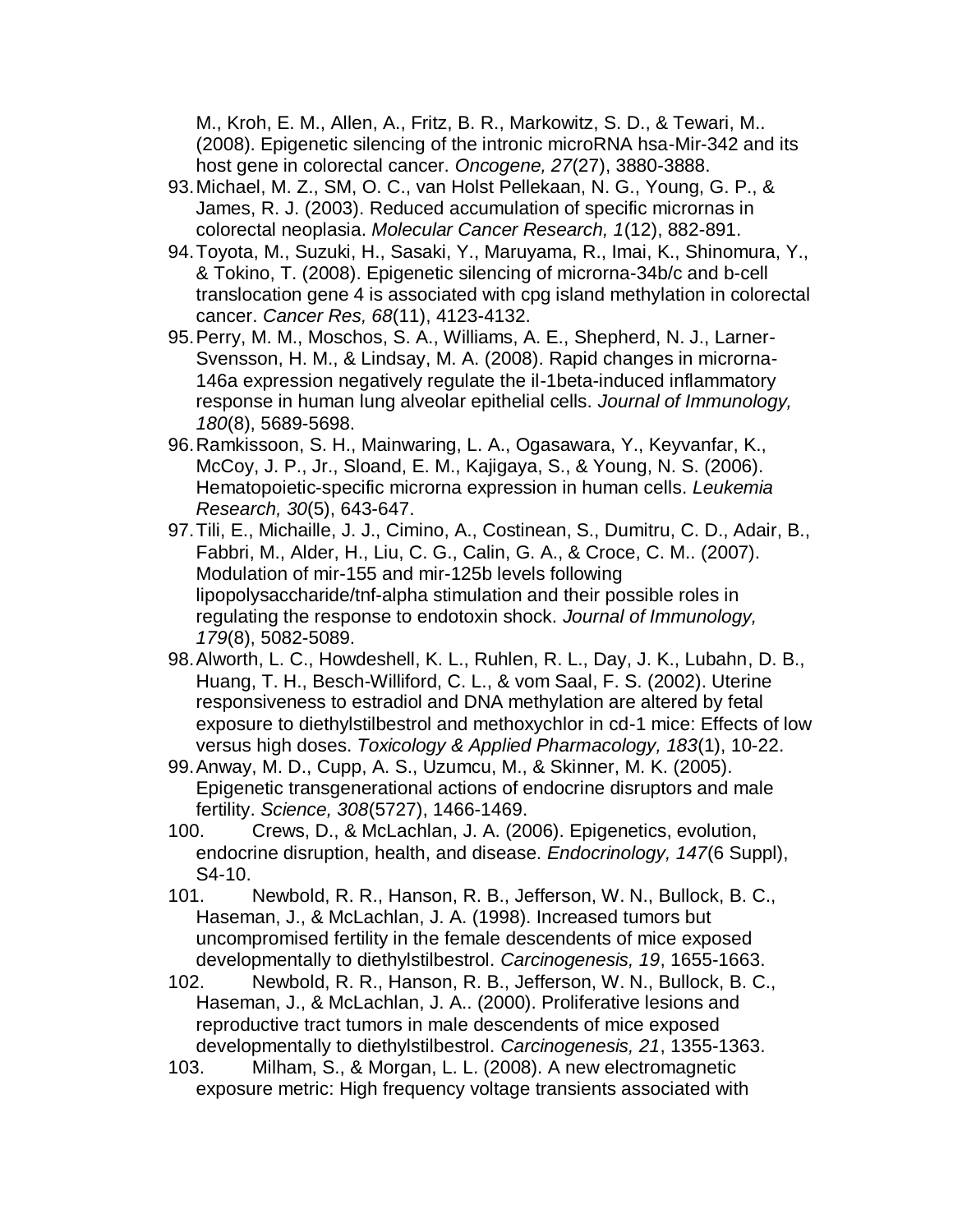M., Kroh, E. M., Allen, A., Fritz, B. R., Markowitz, S. D., & Tewari, M.. (2008). Epigenetic silencing of the intronic microRNA hsa-Mir-342 and its host gene in colorectal cancer. *Oncogene, 27*(27), 3880-3888.

93. Michael, M. Z., SM, O. C., van Holst Pellekaan, N. G., Young, G. P., & James, R. J. (2003). Reduced accumulation of specific micrornas in colorectal neoplasia. *Molecular Cancer Research, 1*(12), 882-891.
94. Toyota, M., Suzuki, H., Sasaki, Y., Maruyama, R., Imai, K., Shinomura, Y., & Tokino, T. (2008). Epigenetic silencing of microrna-34b/c and b-cell translocation gene 4 is associated with cpg island methylation in colorectal cancer. *Cancer Res, 68*(11), 4123-4132.
95. Perry, M. M., Moschos, S. A., Williams, A. E., Shepherd, N. J., Larner-Svensson, H. M., & Lindsay, M. A. (2008). Rapid changes in microrna-146a expression negatively regulate the il-1beta-induced inflammatory response in human lung alveolar epithelial cells. *Journal of Immunology, 180*(8), 5689-5698.
96. Ramkissoon, S. H., Mainwaring, L. A., Ogasawara, Y., Keyvanfar, K., McCoy, J. P., Jr., Sloand, E. M., Kajigaya, S., & Young, N. S. (2006). Hematopoietic-specific microrna expression in human cells. *Leukemia Research, 30*(5), 643-647.
97. Tili, E., Michaille, J. J., Cimino, A., Costinean, S., Dumitru, C. D., Adair, B., Fabbri, M., Alder, H., Liu, C. G., Calin, G. A., & Croce, C. M.. (2007). Modulation of mir-155 and mir-125b levels following lipopolysaccharide/tnf-alpha stimulation and their possible roles in regulating the response to endotoxin shock. *Journal of Immunology, 179*(8), 5082-5089.
98. Alworth, L. C., Howdeshell, K. L., Ruhlen, R. L., Day, J. K., Lubahn, D. B., Huang, T. H., Besch-Williford, C. L., & vom Saal, F. S. (2002). Uterine responsiveness to estradiol and DNA methylation are altered by fetal exposure to diethylstilbestrol and methoxychlor in cd-1 mice: Effects of low versus high doses. *Toxicology & Applied Pharmacology, 183*(1), 10-22.
99. Anway, M. D., Cupp, A. S., Uzumcu, M., & Skinner, M. K. (2005). Epigenetic transgenerational actions of endocrine disruptors and male fertility. *Science, 308*(5727), 1466-1469.
100. Crews, D., & McLachlan, J. A. (2006). Epigenetics, evolution, endocrine disruption, health, and disease. *Endocrinology, 147*(6 Suppl), S4-10.
101. Newbold, R. R., Hanson, R. B., Jefferson, W. N., Bullock, B. C., Haseman, J., & McLachlan, J. A. (1998). Increased tumors but uncompromised fertility in the female descendents of mice exposed developmentally to diethylstilbestrol. *Carcinogenesis, 19*, 1655-1663.
102. Newbold, R. R., Hanson, R. B., Jefferson, W. N., Bullock, B. C., Haseman, J., & McLachlan, J. A.. (2000). Proliferative lesions and reproductive tract tumors in male descendents of mice exposed developmentally to diethylstilbestrol. *Carcinogenesis, 21*, 1355-1363.
103. Milham, S., & Morgan, L. L. (2008). A new electromagnetic exposure metric: High frequency voltage transients associated with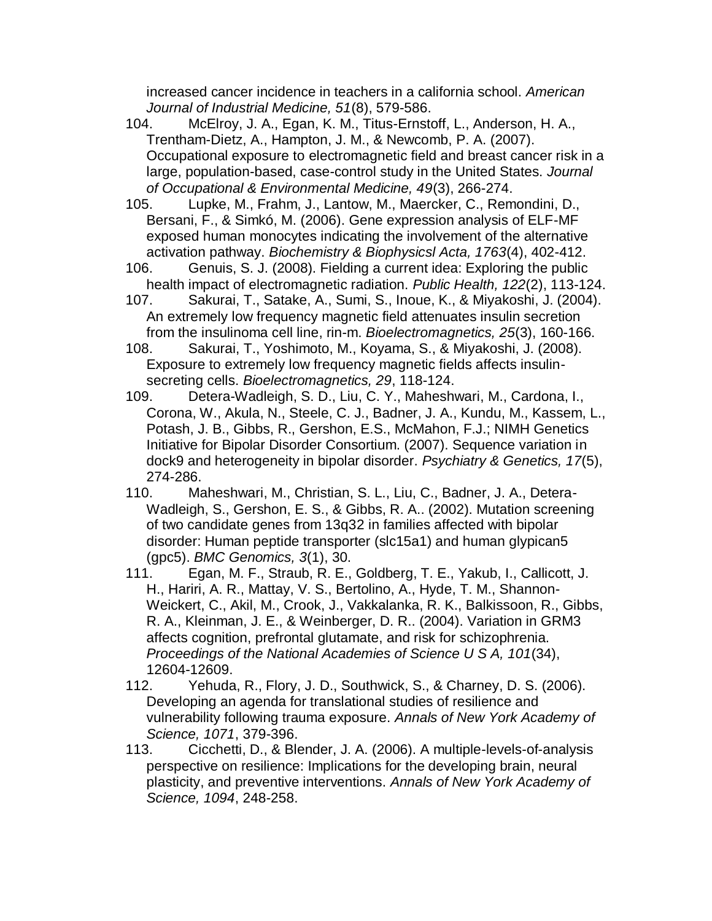increased cancer incidence in teachers in a california school. *American Journal of Industrial Medicine, 51*(8), 579-586.

104. McElroy, J. A., Egan, K. M., Titus-Ernstoff, L., Anderson, H. A., Trentham-Dietz, A., Hampton, J. M., & Newcomb, P. A. (2007). Occupational exposure to electromagnetic field and breast cancer risk in a large, population-based, case-control study in the United States. *Journal of Occupational & Environmental Medicine, 49*(3), 266-274.
105. Lupke, M., Frahm, J., Lantow, M., Maercker, C., Remondini, D., Bersani, F., & Simkó, M. (2006). Gene expression analysis of ELF-MF exposed human monocytes indicating the involvement of the alternative activation pathway. *Biochemistry & Biophysicsl Acta, 1763*(4), 402-412.
106. Genuis, S. J. (2008). Fielding a current idea: Exploring the public health impact of electromagnetic radiation. *Public Health, 122*(2), 113-124.
107. Sakurai, T., Satake, A., Sumi, S., Inoue, K., & Miyakoshi, J. (2004). An extremely low frequency magnetic field attenuates insulin secretion from the insulinoma cell line, rin-m. *Bioelectromagnetics, 25*(3), 160-166.
108. Sakurai, T., Yoshimoto, M., Koyama, S., & Miyakoshi, J. (2008). Exposure to extremely low frequency magnetic fields affects insulin-secreting cells. *Bioelectromagnetics, 29*, 118-124.
109. Detera-Wadleigh, S. D., Liu, C. Y., Maheshwari, M., Cardona, I., Corona, W., Akula, N., Steele, C. J., Badner, J. A., Kundu, M., Kassem, L., Potash, J. B., Gibbs, R., Gershon, E.S., McMahon, F.J.; NIMH Genetics Initiative for Bipolar Disorder Consortium. (2007). Sequence variation in dock9 and heterogeneity in bipolar disorder. *Psychiatry & Genetics, 17*(5), 274-286.
110. Maheshwari, M., Christian, S. L., Liu, C., Badner, J. A., Detera-Wadleigh, S., Gershon, E. S., & Gibbs, R. A.. (2002). Mutation screening of two candidate genes from 13q32 in families affected with bipolar disorder: Human peptide transporter (slc15a1) and human glypican5 (gpc5). *BMC Genomics, 3*(1), 30.
111. Egan, M. F., Straub, R. E., Goldberg, T. E., Yakub, I., Callicott, J. H., Hariri, A. R., Mattay, V. S., Bertolino, A., Hyde, T. M., Shannon-Weickert, C., Akil, M., Crook, J., Vakkalanka, R. K., Balkissoon, R., Gibbs, R. A., Kleinman, J. E., & Weinberger, D. R.. (2004). Variation in GRM3 affects cognition, prefrontal glutamate, and risk for schizophrenia. *Proceedings of the National Academies of Science U S A, 101*(34), 12604-12609.
112. Yehuda, R., Flory, J. D., Southwick, S., & Charney, D. S. (2006). Developing an agenda for translational studies of resilience and vulnerability following trauma exposure. *Annals of New York Academy of Science, 1071*, 379-396.
113. Cicchetti, D., & Blender, J. A. (2006). A multiple-levels-of-analysis perspective on resilience: Implications for the developing brain, neural plasticity, and preventive interventions. *Annals of New York Academy of Science, 1094*, 248-258.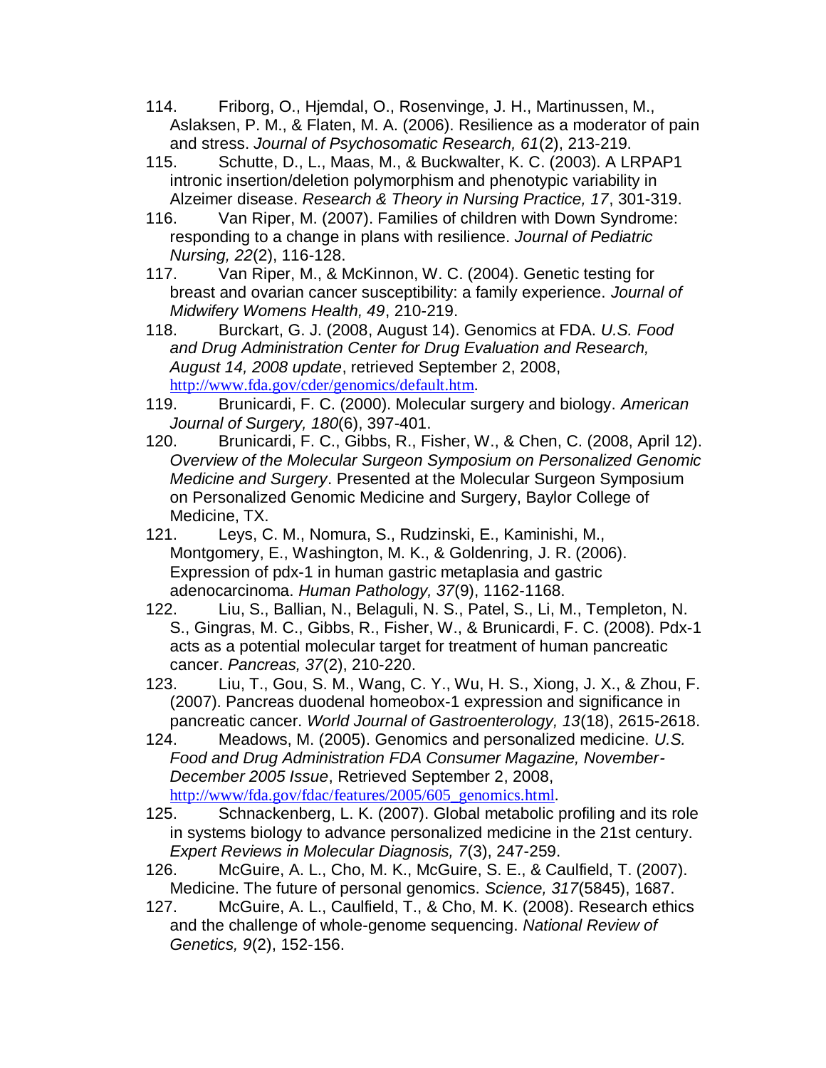114. Friborg, O., Hjemdal, O., Rosenvinge, J. H., Martinussen, M., Aslaksen, P. M., & Flaten, M. A. (2006). Resilience as a moderator of pain and stress. *Journal of Psychosomatic Research, 61*(2), 213-219.

115. Schutte, D., L., Maas, M., & Buckwalter, K. C. (2003). A LRPAP1 intronic insertion/deletion polymorphism and phenotypic variability in Alzeimer disease. *Research & Theory in Nursing Practice, 17*, 301-319.

116. Van Riper, M. (2007). Families of children with Down Syndrome: responding to a change in plans with resilience. *Journal of Pediatric Nursing, 22*(2), 116-128.

117. Van Riper, M., & McKinnon, W. C. (2004). Genetic testing for breast and ovarian cancer susceptibility: a family experience. *Journal of Midwifery Womens Health, 49*, 210-219.

118. Burckart, G. J. (2008, August 14). Genomics at FDA. *U.S. Food and Drug Administration Center for Drug Evaluation and Research, August 14, 2008 update*, retrieved September 2, 2008, http://www.fda.gov/cder/genomics/default.htm.

119. Brunicardi, F. C. (2000). Molecular surgery and biology. *American Journal of Surgery, 180*(6), 397-401.

120. Brunicardi, F. C., Gibbs, R., Fisher, W., & Chen, C. (2008, April 12). *Overview of the Molecular Surgeon Symposium on Personalized Genomic Medicine and Surgery*. Presented at the Molecular Surgeon Symposium on Personalized Genomic Medicine and Surgery, Baylor College of Medicine, TX.

121. Leys, C. M., Nomura, S., Rudzinski, E., Kaminishi, M., Montgomery, E., Washington, M. K., & Goldenring, J. R. (2006). Expression of pdx-1 in human gastric metaplasia and gastric adenocarcinoma. *Human Pathology, 37*(9), 1162-1168.

122. Liu, S., Ballian, N., Belaguli, N. S., Patel, S., Li, M., Templeton, N. S., Gingras, M. C., Gibbs, R., Fisher, W., & Brunicardi, F. C. (2008). Pdx-1 acts as a potential molecular target for treatment of human pancreatic cancer. *Pancreas, 37*(2), 210-220.

123. Liu, T., Gou, S. M., Wang, C. Y., Wu, H. S., Xiong, J. X., & Zhou, F. (2007). Pancreas duodenal homeobox-1 expression and significance in pancreatic cancer. *World Journal of Gastroenterology, 13*(18), 2615-2618.

124. Meadows, M. (2005). Genomics and personalized medicine. *U.S. Food and Drug Administration FDA Consumer Magazine, November-December 2005 Issue*, Retrieved September 2, 2008, http://www/fda.gov/fdac/features/2005/605_genomics.html.

125. Schnackenberg, L. K. (2007). Global metabolic profiling and its role in systems biology to advance personalized medicine in the 21st century. *Expert Reviews in Molecular Diagnosis, 7*(3), 247-259.

126. McGuire, A. L., Cho, M. K., McGuire, S. E., & Caulfield, T. (2007). Medicine. The future of personal genomics. *Science, 317*(5845), 1687.

127. McGuire, A. L., Caulfield, T., & Cho, M. K. (2008). Research ethics and the challenge of whole-genome sequencing. *National Review of Genetics, 9*(2), 152-156.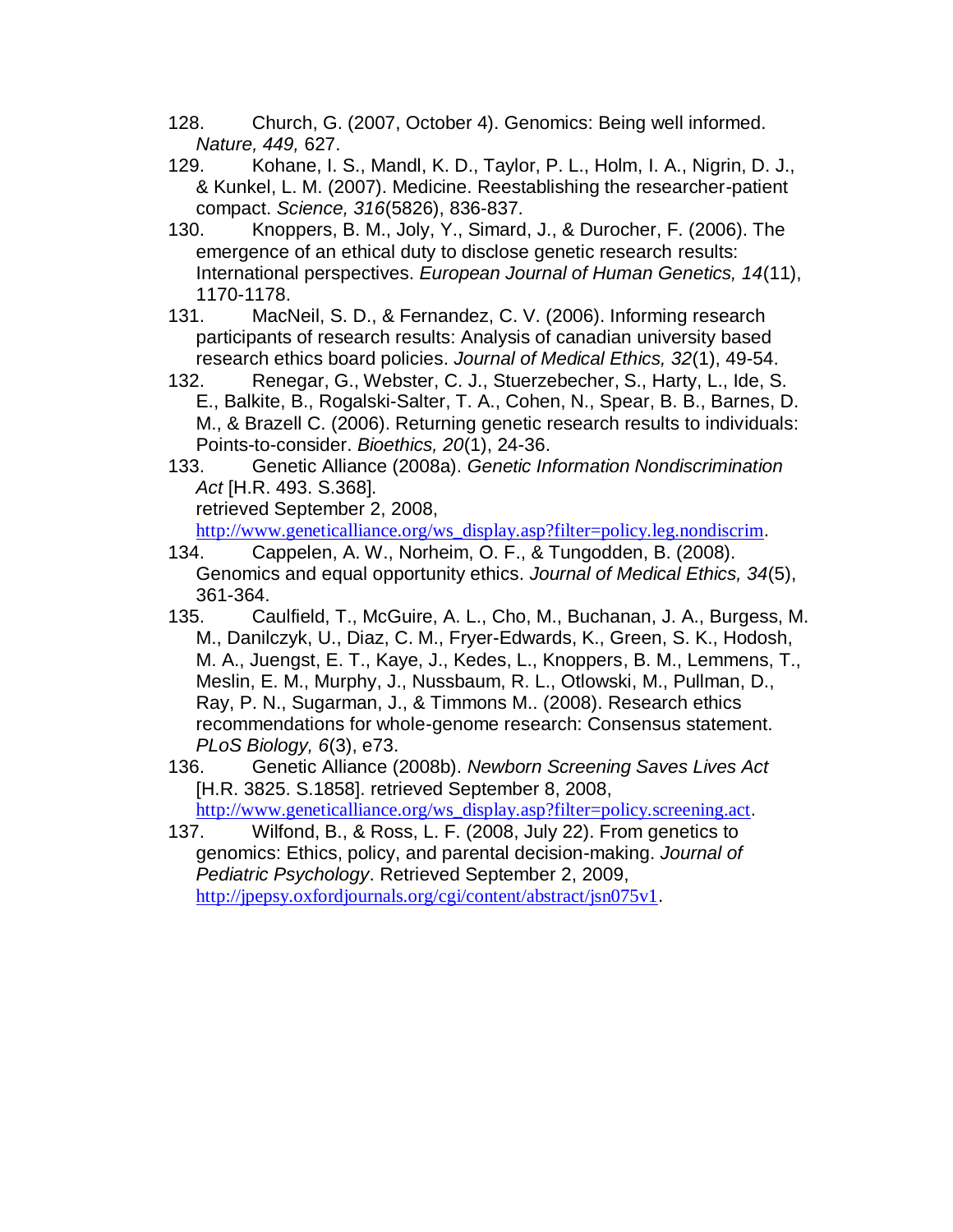128. Church, G. (2007, October 4). Genomics: Being well informed. *Nature, 449,* 627.
129. Kohane, I. S., Mandl, K. D., Taylor, P. L., Holm, I. A., Nigrin, D. J., & Kunkel, L. M. (2007). Medicine. Reestablishing the researcher-patient compact. *Science, 316*(5826), 836-837.
130. Knoppers, B. M., Joly, Y., Simard, J., & Durocher, F. (2006). The emergence of an ethical duty to disclose genetic research results: International perspectives. *European Journal of Human Genetics, 14*(11), 1170-1178.
131. MacNeil, S. D., & Fernandez, C. V. (2006). Informing research participants of research results: Analysis of canadian university based research ethics board policies. *Journal of Medical Ethics, 32*(1), 49-54.
132. Renegar, G., Webster, C. J., Stuerzebecher, S., Harty, L., Ide, S. E., Balkite, B., Rogalski-Salter, T. A., Cohen, N., Spear, B. B., Barnes, D. M., & Brazell C. (2006). Returning genetic research results to individuals: Points-to-consider. *Bioethics, 20*(1), 24-36.
133. Genetic Alliance (2008a). *Genetic Information Nondiscrimination Act* [H.R. 493. S.368]. retrieved September 2, 2008, http://www.geneticalliance.org/ws_display.asp?filter=policy.leg.nondiscrim.
134. Cappelen, A. W., Norheim, O. F., & Tungodden, B. (2008). Genomics and equal opportunity ethics. *Journal of Medical Ethics, 34*(5), 361-364.
135. Caulfield, T., McGuire, A. L., Cho, M., Buchanan, J. A., Burgess, M. M., Danilczyk, U., Diaz, C. M., Fryer-Edwards, K., Green, S. K., Hodosh, M. A., Juengst, E. T., Kaye, J., Kedes, L., Knoppers, B. M., Lemmens, T., Meslin, E. M., Murphy, J., Nussbaum, R. L., Otlowski, M., Pullman, D., Ray, P. N., Sugarman, J., & Timmons M.. (2008). Research ethics recommendations for whole-genome research: Consensus statement. *PLoS Biology, 6*(3), e73.
136. Genetic Alliance (2008b). *Newborn Screening Saves Lives Act* [H.R. 3825. S.1858]. retrieved September 8, 2008, http://www.geneticalliance.org/ws_display.asp?filter=policy.screening.act.
137. Wilfond, B., & Ross, L. F. (2008, July 22). From genetics to genomics: Ethics, policy, and parental decision-making. *Journal of Pediatric Psychology*. Retrieved September 2, 2009, http://jpepsy.oxfordjournals.org/cgi/content/abstract/jsn075v1.